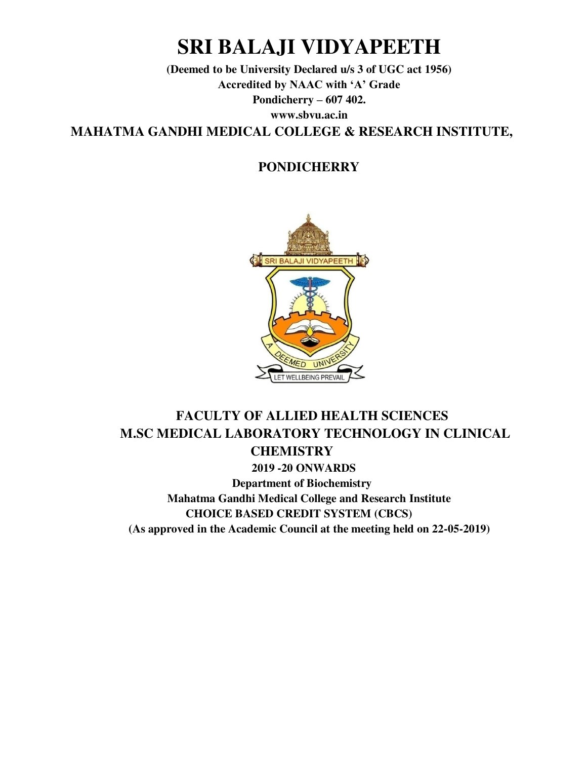# SRI BALAJI VIDYAPEETH

**(Deemed to be University Declared u/s 3 of UGC act 1956)**

**Accredited by NAAC with 'A' Grade**

**Pondicherry – 607 402.**

**www.sbvu.ac.in**

## MAHATMA GANDHI MEDICAL COLLEGE & RESEARCH INSTITUTE,

## PONDICHERRY

## FACULTY OF ALLIED HEALTH SCIENCES

## M.SC MEDICAL LABORATORY TECHNOLOGY IN CLINICAL CHEMISTRY

**2019 -20 ONWARDS**

**Department of Biochemistry**

**Mahatma Gandhi Medical College and Research Institute**

**CHOICE BASED CREDIT SYSTEM (CBCS)**

**(As approved in the Academic Council at the meeting held on 22-05-2019)**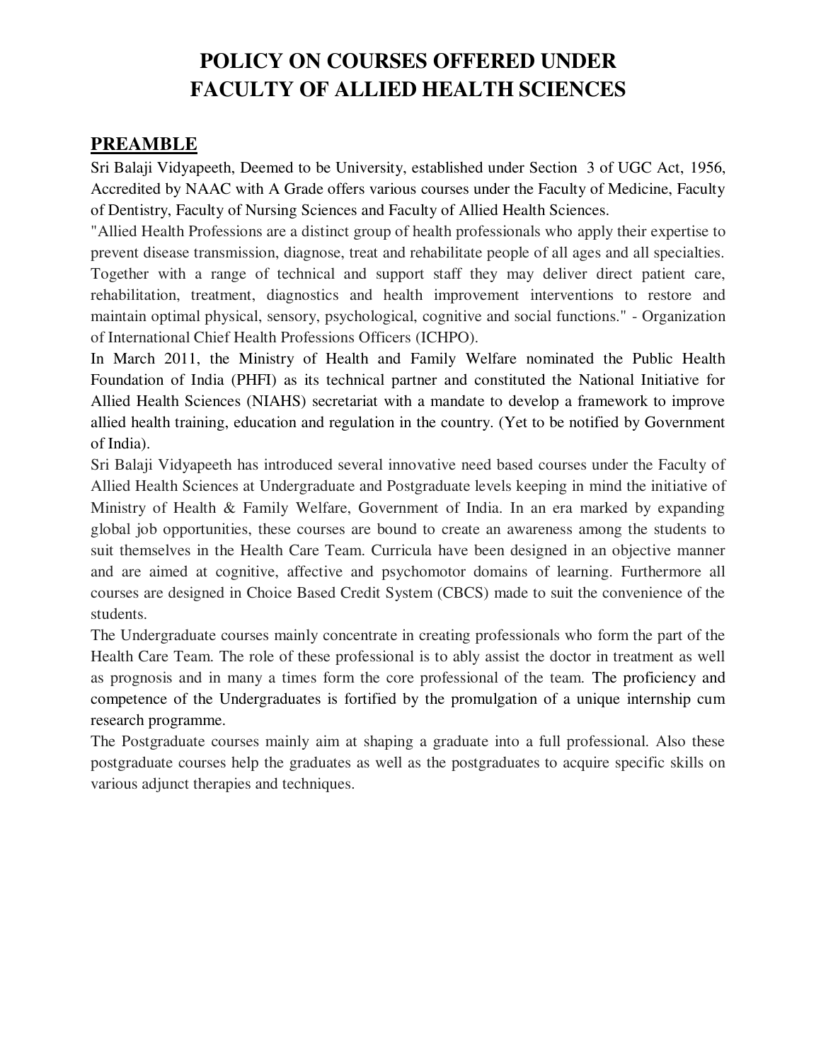# POLICY ON COURSES OFFERED UNDER FACULTY OF ALLIED HEALTH SCIENCES

## PREAMBLE

Sri Balaji Vidyapeeth, Deemed to be University, established under Section 3 of UGC Act, 1956, Accredited by NAAC with A Grade offers various courses under the Faculty of Medicine, Faculty of Dentistry, Faculty of Nursing Sciences and Faculty of Allied Health Sciences.

"Allied Health Professions are a distinct group of health professionals who apply their expertise to prevent disease transmission, diagnose, treat and rehabilitate people of all ages and all specialties. Together with a range of technical and support staff they may deliver direct patient care, rehabilitation, treatment, diagnostics and health improvement interventions to restore and maintain optimal physical, sensory, psychological, cognitive and social functions." - Organization of International Chief Health Professions Officers (ICHPO).

In March 2011, the Ministry of Health and Family Welfare nominated the Public Health Foundation of India (PHFI) as its technical partner and constituted the National Initiative for Allied Health Sciences (NIAHS) secretariat with a mandate to develop a framework to improve allied health training, education and regulation in the country. (Yet to be notified by Government of India).

Sri Balaji Vidyapeeth has introduced several innovative need based courses under the Faculty of Allied Health Sciences at Undergraduate and Postgraduate levels keeping in mind the initiative of Ministry of Health & Family Welfare, Government of India. In an era marked by expanding global job opportunities, these courses are bound to create an awareness among the students to suit themselves in the Health Care Team. Curricula have been designed in an objective manner and are aimed at cognitive, affective and psychomotor domains of learning. Furthermore all courses are designed in Choice Based Credit System (CBCS) made to suit the convenience of the students.

The Undergraduate courses mainly concentrate in creating professionals who form the part of the Health Care Team. The role of these professional is to ably assist the doctor in treatment as well as prognosis and in many a times form the core professional of the team. The proficiency and competence of the Undergraduates is fortified by the promulgation of a unique internship cum research programme.

The Postgraduate courses mainly aim at shaping a graduate into a full professional. Also these postgraduate courses help the graduates as well as the postgraduates to acquire specific skills on various adjunct therapies and techniques.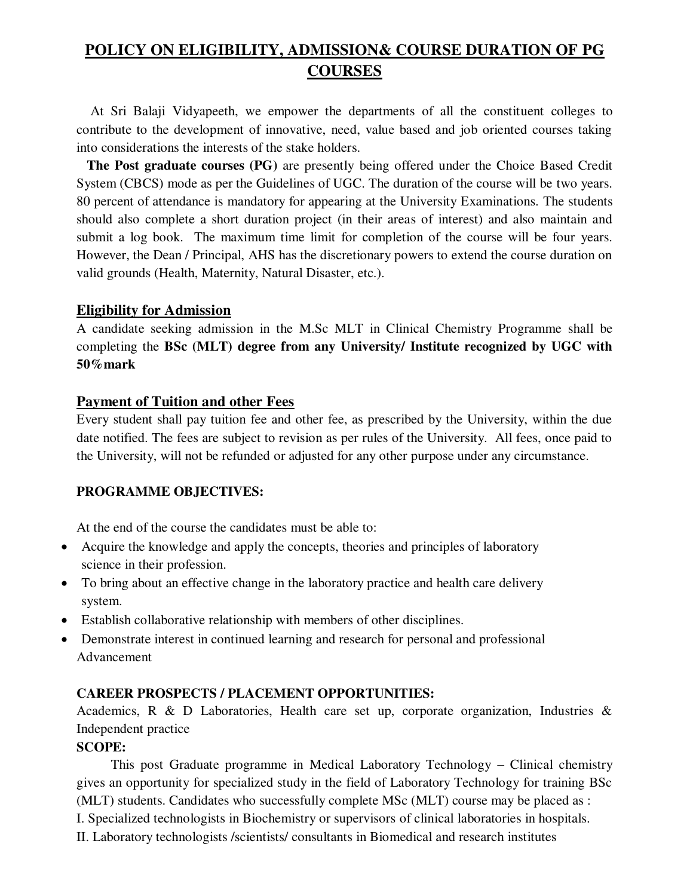# POLICY ON ELIGIBILITY, ADMISSION& COURSE DURATION OF PG COURSES

At Sri Balaji Vidyapeeth, we empower the departments of all the constituent colleges to contribute to the development of innovative, need, value based and job oriented courses taking into considerations the interests of the stake holders.

**The Post graduate courses (PG)** are presently being offered under the Choice Based Credit System (CBCS) mode as per the Guidelines of UGC. The duration of the course will be two years. 80 percent of attendance is mandatory for appearing at the University Examinations. The students should also complete a short duration project (in their areas of interest) and also maintain and submit a log book. The maximum time limit for completion of the course will be four years. However, the Dean / Principal, AHS has the discretionary powers to extend the course duration on valid grounds (Health, Maternity, Natural Disaster, etc.).

## Eligibility for Admission

A candidate seeking admission in the M.Sc MLT in Clinical Chemistry Programme shall be completing the **BSc (MLT) degree from any University/ Institute recognized by UGC with 50%mark**

## Payment of Tuition and other Fees

Every student shall pay tuition fee and other fee, as prescribed by the University, within the due date notified. The fees are subject to revision as per rules of the University. All fees, once paid to the University, will not be refunded or adjusted for any other purpose under any circumstance.

### PROGRAMME OBJECTIVES:

At the end of the course the candidates must be able to:

- Acquire the knowledge and apply the concepts, theories and principles of laboratory science in their profession.
- To bring about an effective change in the laboratory practice and health care delivery system.
- Establish collaborative relationship with members of other disciplines.
- Demonstrate interest in continued learning and research for personal and professional Advancement

### CAREER PROSPECTS / PLACEMENT OPPORTUNITIES:

Academics, R & D Laboratories, Health care set up, corporate organization, Industries & Independent practice

### SCOPE:

This post Graduate programme in Medical Laboratory Technology – Clinical chemistry gives an opportunity for specialized study in the field of Laboratory Technology for training BSc (MLT) students. Candidates who successfully complete MSc (MLT) course may be placed as :

I. Specialized technologists in Biochemistry or supervisors of clinical laboratories in hospitals.

II. Laboratory technologists /scientists/ consultants in Biomedical and research institutes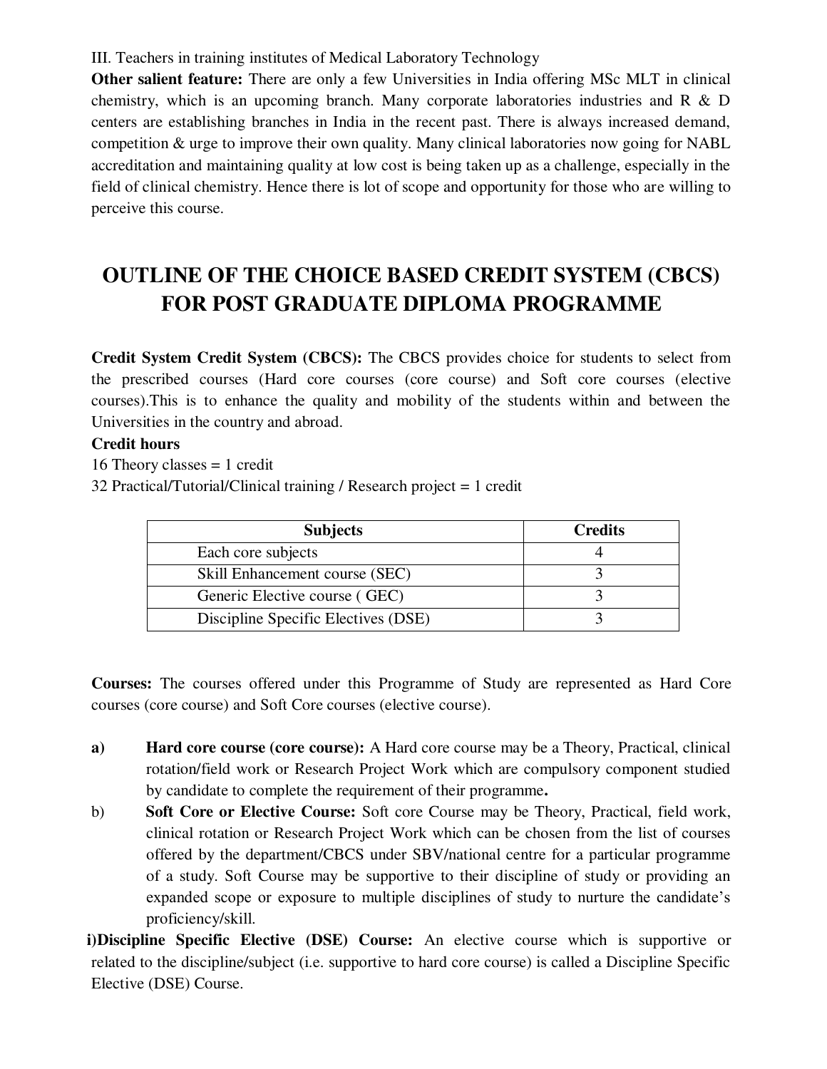III. Teachers in training institutes of Medical Laboratory Technology

**Other salient feature:** There are only a few Universities in India offering MSc MLT in clinical chemistry, which is an upcoming branch. Many corporate laboratories industries and R & D centers are establishing branches in India in the recent past. There is always increased demand, competition & urge to improve their own quality. Many clinical laboratories now going for NABL accreditation and maintaining quality at low cost is being taken up as a challenge, especially in the field of clinical chemistry. Hence there is lot of scope and opportunity for those who are willing to perceive this course.

# OUTLINE OF THE CHOICE BASED CREDIT SYSTEM (CBCS) FOR POST GRADUATE DIPLOMA PROGRAMME

**Credit System Credit System (CBCS):** The CBCS provides choice for students to select from the prescribed courses (Hard core courses (core course) and Soft core courses (elective courses).This is to enhance the quality and mobility of the students within and between the Universities in the country and abroad.

**Credit hours**

16 Theory classes = 1 credit

32 Practical/Tutorial/Clinical training / Research project = 1 credit

| Subjects | Credits |
|---|---|
| Each core subjects | 4 |
| Skill Enhancement course (SEC) | 3 |
| Generic Elective course ( GEC) | 3 |
| Discipline Specific Electives (DSE) | 3 |

**Courses:** The courses offered under this Programme of Study are represented as Hard Core courses (core course) and Soft Core courses (elective course).

**a)** **Hard core course (core course):** A Hard core course may be a Theory, Practical, clinical rotation/field work or Research Project Work which are compulsory component studied by candidate to complete the requirement of their programme**.**

b) **Soft Core or Elective Course:** Soft core Course may be Theory, Practical, field work, clinical rotation or Research Project Work which can be chosen from the list of courses offered by the department/CBCS under SBV/national centre for a particular programme of a study. Soft Course may be supportive to their discipline of study or providing an expanded scope or exposure to multiple disciplines of study to nurture the candidate's proficiency/skill.

**i)Discipline Specific Elective (DSE) Course:** An elective course which is supportive or related to the discipline/subject (i.e. supportive to hard core course) is called a Discipline Specific Elective (DSE) Course.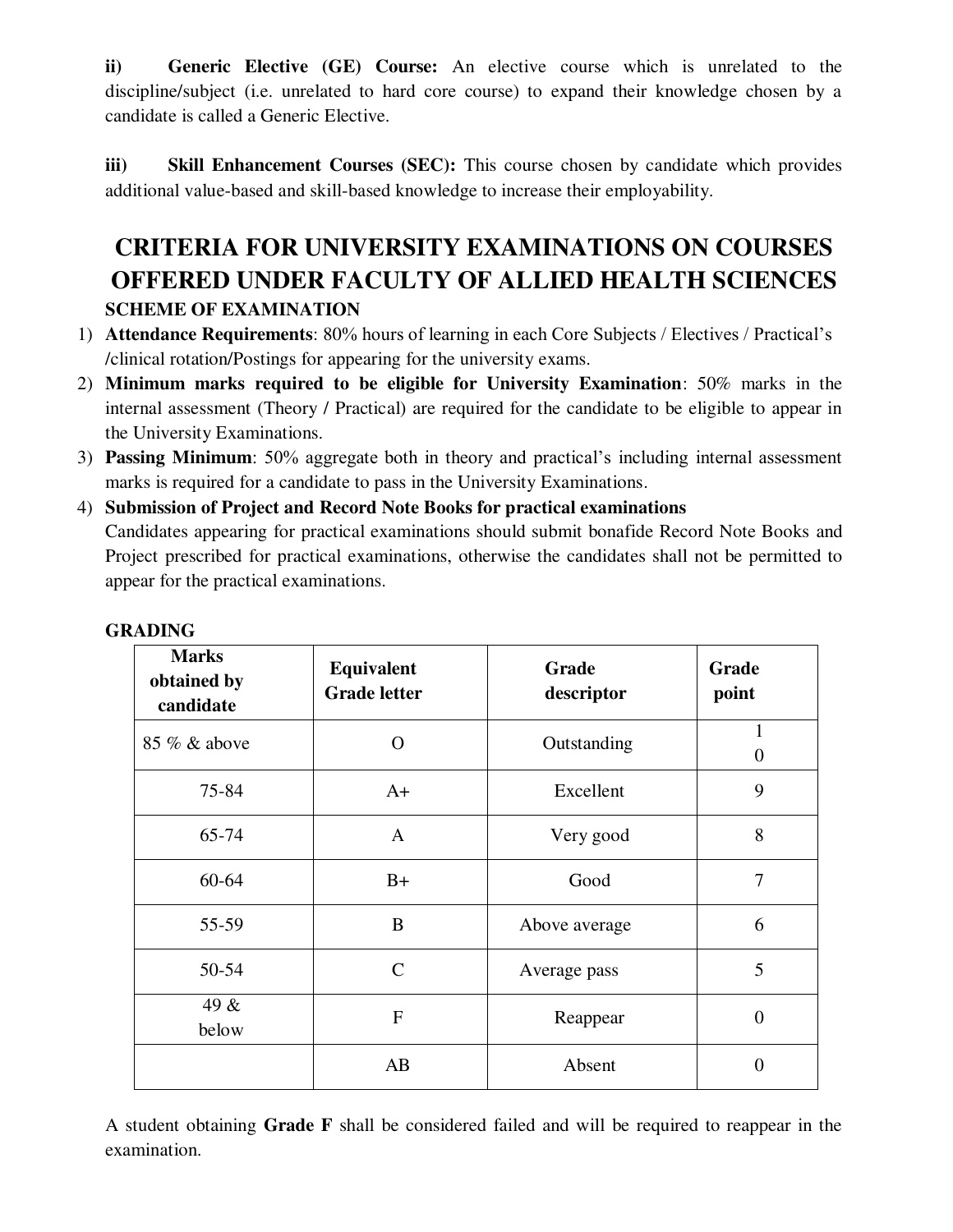**ii) Generic Elective (GE) Course:** An elective course which is unrelated to the discipline/subject (i.e. unrelated to hard core course) to expand their knowledge chosen by a candidate is called a Generic Elective.

**iii) Skill Enhancement Courses (SEC):** This course chosen by candidate which provides additional value-based and skill-based knowledge to increase their employability.

# CRITERIA FOR UNIVERSITY EXAMINATIONS ON COURSES OFFERED UNDER FACULTY OF ALLIED HEALTH SCIENCES

**SCHEME OF EXAMINATION**

1) **Attendance Requirements**: 80% hours of learning in each Core Subjects / Electives / Practical's /clinical rotation/Postings for appearing for the university exams.
2) **Minimum marks required to be eligible for University Examination**: 50% marks in the internal assessment (Theory / Practical) are required for the candidate to be eligible to appear in the University Examinations.
3) **Passing Minimum**: 50% aggregate both in theory and practical's including internal assessment marks is required for a candidate to pass in the University Examinations.
4) **Submission of Project and Record Note Books for practical examinations**
   Candidates appearing for practical examinations should submit bonafide Record Note Books and Project prescribed for practical examinations, otherwise the candidates shall not be permitted to appear for the practical examinations.

**GRADING**

| Marks obtained by candidate | Equivalent Grade letter | Grade descriptor | Grade point |
|---|---|---|---|
| 85 % & above | O | Outstanding | 10 |
| 75-84 | A+ | Excellent | 9 |
| 65-74 | A | Very good | 8 |
| 60-64 | B+ | Good | 7 |
| 55-59 | B | Above average | 6 |
| 50-54 | C | Average pass | 5 |
| 49 & below | F | Reappear | 0 |
| | AB | Absent | 0 |

A student obtaining **Grade F** shall be considered failed and will be required to reappear in the examination.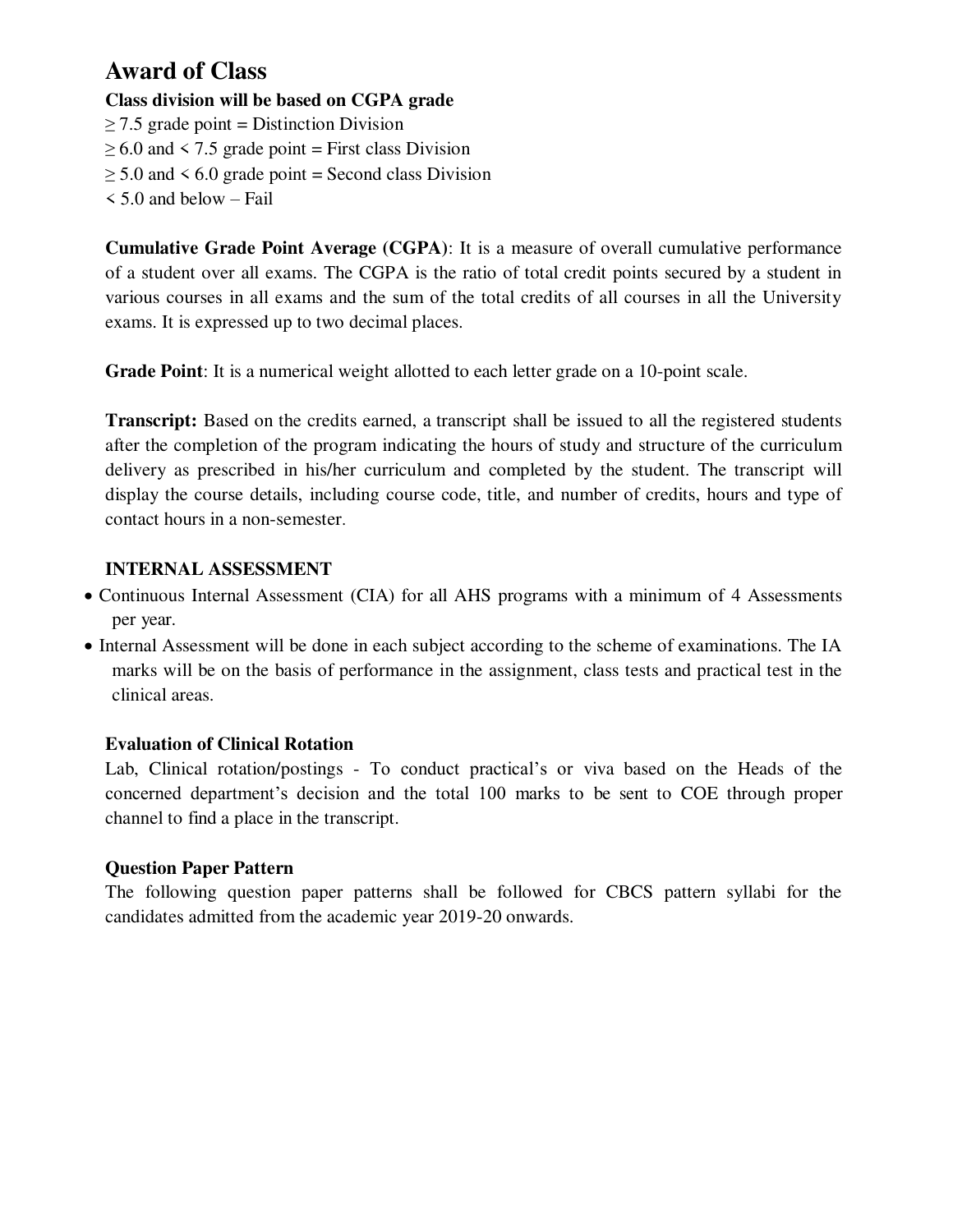## Award of Class

**Class division will be based on CGPA grade**

≥ 7.5 grade point = Distinction Division
≥ 6.0 and < 7.5 grade point = First class Division
≥ 5.0 and < 6.0 grade point = Second class Division
< 5.0 and below – Fail

**Cumulative Grade Point Average (CGPA)**: It is a measure of overall cumulative performance of a student over all exams. The CGPA is the ratio of total credit points secured by a student in various courses in all exams and the sum of the total credits of all courses in all the University exams. It is expressed up to two decimal places.

**Grade Point**: It is a numerical weight allotted to each letter grade on a 10-point scale.

**Transcript:** Based on the credits earned, a transcript shall be issued to all the registered students after the completion of the program indicating the hours of study and structure of the curriculum delivery as prescribed in his/her curriculum and completed by the student. The transcript will display the course details, including course code, title, and number of credits, hours and type of contact hours in a non-semester.

### INTERNAL ASSESSMENT

- Continuous Internal Assessment (CIA) for all AHS programs with a minimum of 4 Assessments per year.
- Internal Assessment will be done in each subject according to the scheme of examinations. The IA marks will be on the basis of performance in the assignment, class tests and practical test in the clinical areas.

### Evaluation of Clinical Rotation

Lab, Clinical rotation/postings - To conduct practical's or viva based on the Heads of the concerned department's decision and the total 100 marks to be sent to COE through proper channel to find a place in the transcript.

### Question Paper Pattern

The following question paper patterns shall be followed for CBCS pattern syllabi for the candidates admitted from the academic year 2019-20 onwards.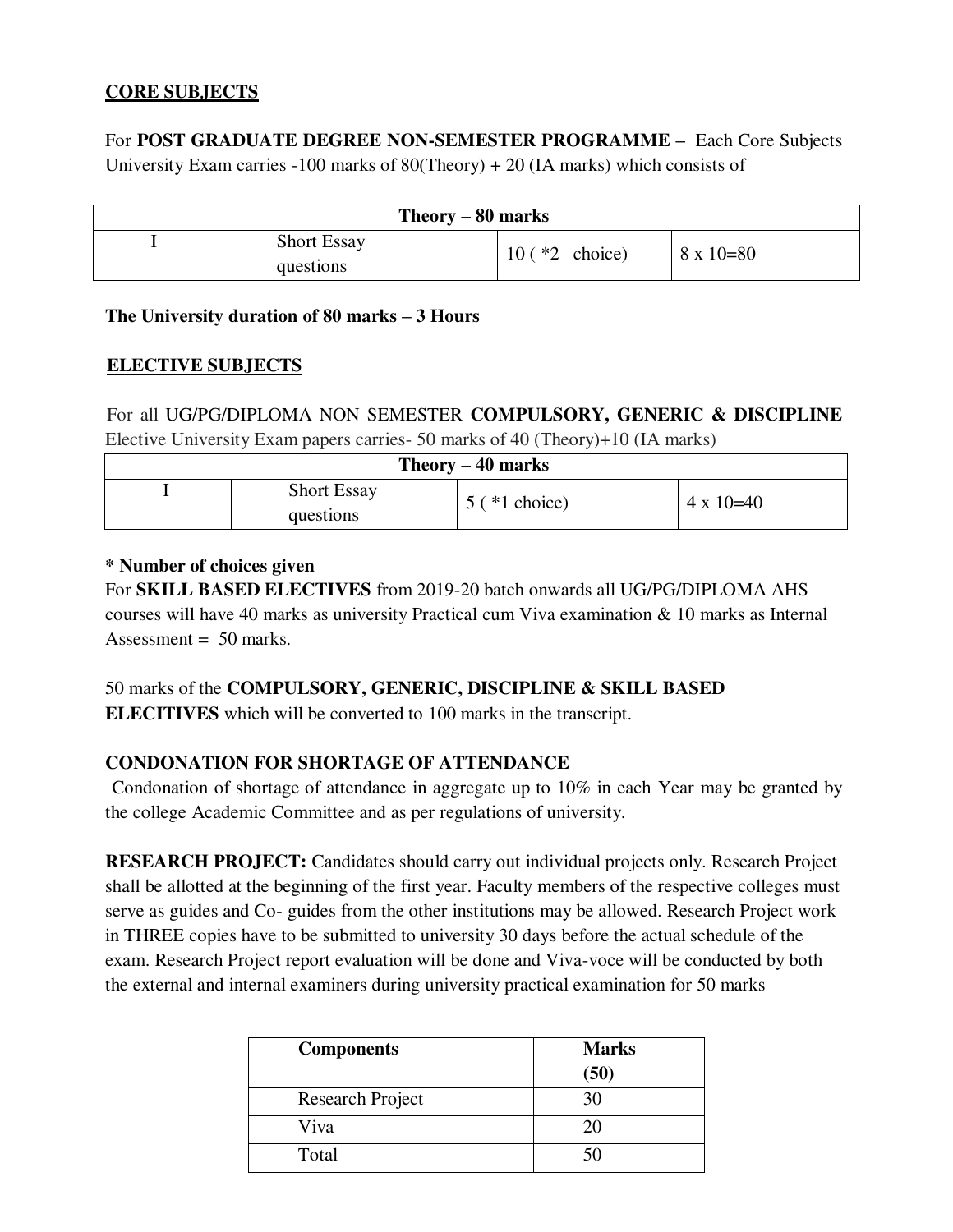**CORE SUBJECTS**

For **POST GRADUATE DEGREE NON-SEMESTER PROGRAMME –** Each Core Subjects University Exam carries -100 marks of 80(Theory) + 20 (IA marks) which consists of

| Theory – 80 marks | | | |
|---|---|---|---|
| I | Short Essay questions | 10 ( *2 choice) | 8 x 10=80 |

**The University duration of 80 marks – 3 Hours**

**ELECTIVE SUBJECTS**

For all UG/PG/DIPLOMA NON SEMESTER **COMPULSORY, GENERIC & DISCIPLINE** Elective University Exam papers carries- 50 marks of 40 (Theory)+10 (IA marks)

| Theory – 40 marks | | | |
|---|---|---|---|
| I | Short Essay questions | 5 ( *1 choice) | 4 x 10=40 |

**\* Number of choices given**

For **SKILL BASED ELECTIVES** from 2019-20 batch onwards all UG/PG/DIPLOMA AHS courses will have 40 marks as university Practical cum Viva examination & 10 marks as Internal Assessment = 50 marks.

50 marks of the **COMPULSORY, GENERIC, DISCIPLINE & SKILL BASED ELECITIVES** which will be converted to 100 marks in the transcript.

**CONDONATION FOR SHORTAGE OF ATTENDANCE**

Condonation of shortage of attendance in aggregate up to 10% in each Year may be granted by the college Academic Committee and as per regulations of university.

**RESEARCH PROJECT:** Candidates should carry out individual projects only. Research Project shall be allotted at the beginning of the first year. Faculty members of the respective colleges must serve as guides and Co- guides from the other institutions may be allowed. Research Project work in THREE copies have to be submitted to university 30 days before the actual schedule of the exam. Research Project report evaluation will be done and Viva-voce will be conducted by both the external and internal examiners during university practical examination for 50 marks

| Components | Marks (50) |
|---|---|
| Research Project | 30 |
| Viva | 20 |
| Total | 50 |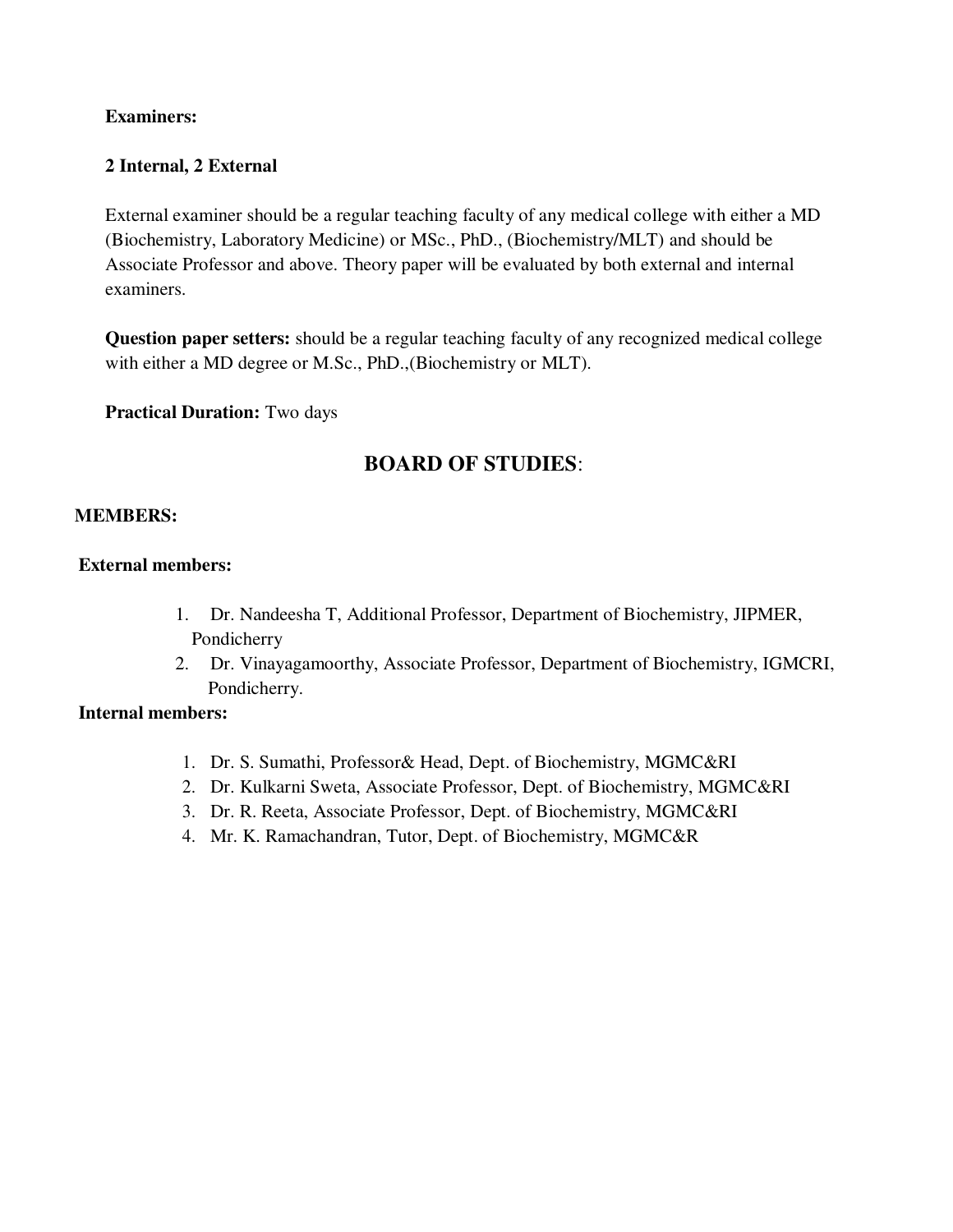**Examiners:**

**2 Internal, 2 External**

External examiner should be a regular teaching faculty of any medical college with either a MD (Biochemistry, Laboratory Medicine) or MSc., PhD., (Biochemistry/MLT) and should be Associate Professor and above. Theory paper will be evaluated by both external and internal examiners.

**Question paper setters:** should be a regular teaching faculty of any recognized medical college with either a MD degree or M.Sc., PhD.,(Biochemistry or MLT).

**Practical Duration:** Two days

## BOARD OF STUDIES:

**MEMBERS:**

**External members:**

1. Dr. Nandeesha T, Additional Professor, Department of Biochemistry, JIPMER, Pondicherry
2. Dr. Vinayagamoorthy, Associate Professor, Department of Biochemistry, IGMCRI, Pondicherry.

**Internal members:**

1. Dr. S. Sumathi, Professor& Head, Dept. of Biochemistry, MGMC&RI
2. Dr. Kulkarni Sweta, Associate Professor, Dept. of Biochemistry, MGMC&RI
3. Dr. R. Reeta, Associate Professor, Dept. of Biochemistry, MGMC&RI
4. Mr. K. Ramachandran, Tutor, Dept. of Biochemistry, MGMC&R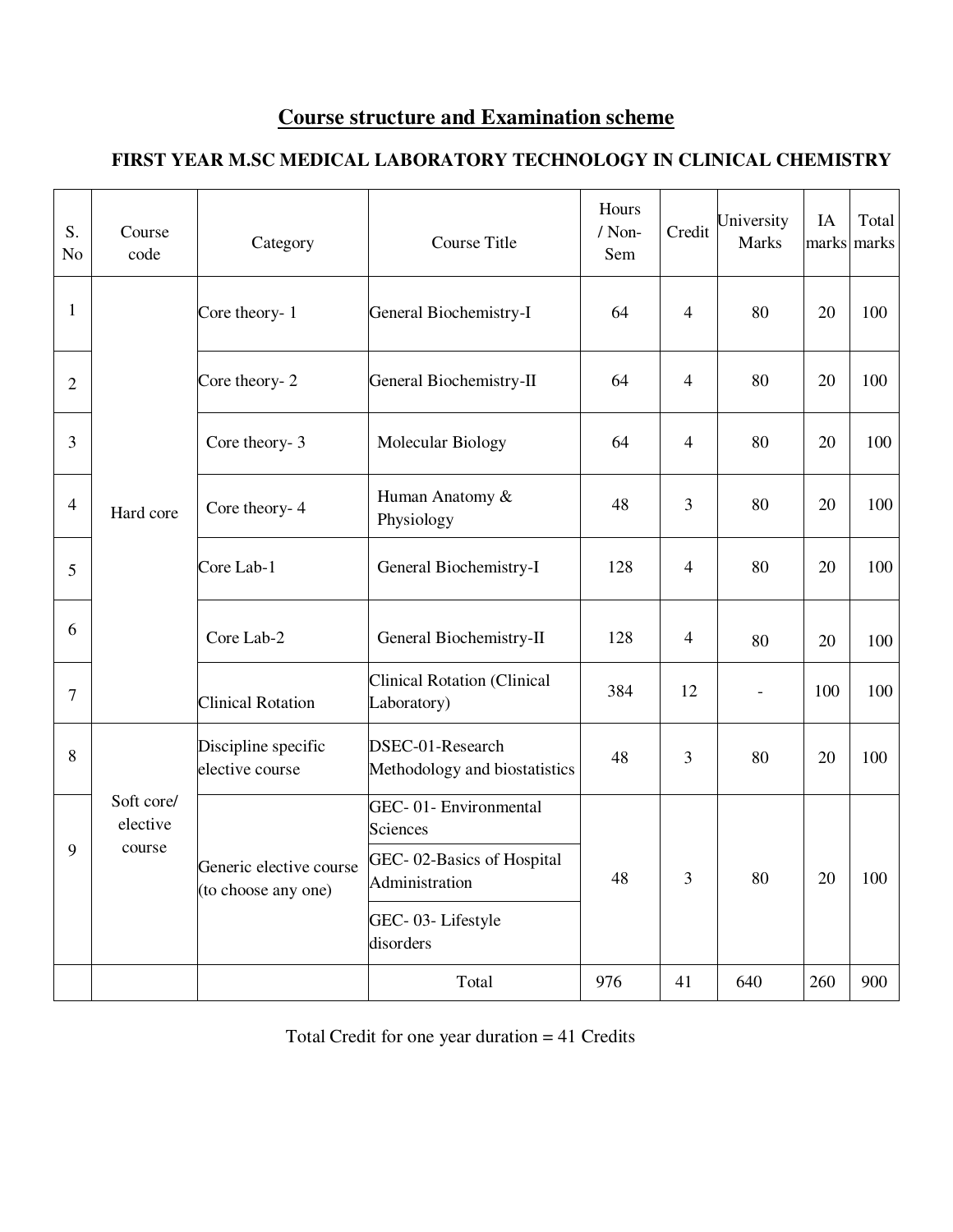## Course structure and Examination scheme

### FIRST YEAR M.SC MEDICAL LABORATORY TECHNOLOGY IN CLINICAL CHEMISTRY

| S. No | Course code | Category | Course Title | Hours / Non-Sem | Credit | University Marks | IA marks | Total marks |
|---|---|---|---|---|---|---|---|---|
| 1 | Hard core | Core theory- 1 | General Biochemistry-I | 64 | 4 | 80 | 20 | 100 |
| 2 | | Core theory- 2 | General Biochemistry-II | 64 | 4 | 80 | 20 | 100 |
| 3 | | Core theory- 3 | Molecular Biology | 64 | 4 | 80 | 20 | 100 |
| 4 | | Core theory- 4 | Human Anatomy & Physiology | 48 | 3 | 80 | 20 | 100 |
| 5 | | Core Lab-1 | General Biochemistry-I | 128 | 4 | 80 | 20 | 100 |
| 6 | | Core Lab-2 | General Biochemistry-II | 128 | 4 | 80 | 20 | 100 |
| 7 | | Clinical Rotation | Clinical Rotation (Clinical Laboratory) | 384 | 12 | - | 100 | 100 |
| 8 | Soft core/ elective course | Discipline specific elective course | DSEC-01-Research Methodology and biostatistics | 48 | 3 | 80 | 20 | 100 |
| 9 | | Generic elective course (to choose any one) | GEC- 01- Environmental Sciences | 48 | 3 | 80 | 20 | 100 |
| | | | GEC- 02-Basics of Hospital Administration | | | | | |
| | | | GEC- 03- Lifestyle disorders | | | | | |
| | | | Total | 976 | 41 | 640 | 260 | 900 |

Total Credit for one year duration = 41 Credits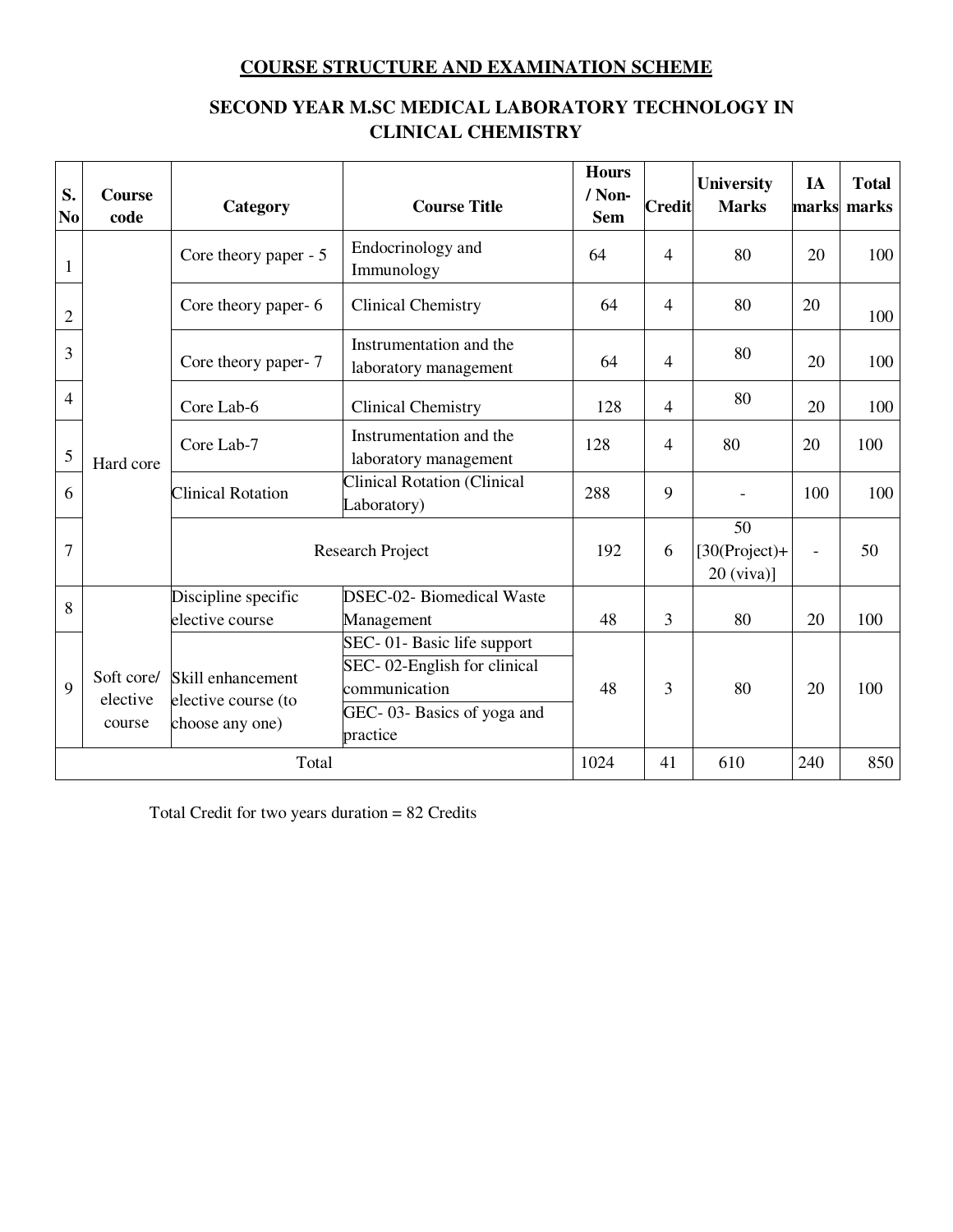## COURSE STRUCTURE AND EXAMINATION SCHEME

## SECOND YEAR M.SC MEDICAL LABORATORY TECHNOLOGY IN CLINICAL CHEMISTRY

| S. No | Course code | Category | Course Title | Hours / Non-Sem | Credit | University Marks | IA marks | Total marks |
|---|---|---|---|---|---|---|---|---|
| 1 | Hard core | Core theory paper - 5 | Endocrinology and Immunology | 64 | 4 | 80 | 20 | 100 |
| 2 | | Core theory paper- 6 | Clinical Chemistry | 64 | 4 | 80 | 20 | 100 |
| 3 | | Core theory paper- 7 | Instrumentation and the laboratory management | 64 | 4 | 80 | 20 | 100 |
| 4 | | Core Lab-6 | Clinical Chemistry | 128 | 4 | 80 | 20 | 100 |
| 5 | | Core Lab-7 | Instrumentation and the laboratory management | 128 | 4 | 80 | 20 | 100 |
| 6 | | Clinical Rotation | Clinical Rotation (Clinical Laboratory) | 288 | 9 | - | 100 | 100 |
| 7 | | Research Project | | 192 | 6 | 50 [30(Project)+ 20 (viva)] | - | 50 |
| 8 | Soft core/ elective course | Discipline specific elective course | DSEC-02- Biomedical Waste Management | 48 | 3 | 80 | 20 | 100 |
| 9 | | Skill enhancement elective course (to choose any one) | SEC- 01- Basic life support<br>SEC- 02-English for clinical communication<br>GEC- 03- Basics of yoga and practice | 48 | 3 | 80 | 20 | 100 |
| Total | | | | 1024 | 41 | 610 | 240 | 850 |

Total Credit for two years duration = 82 Credits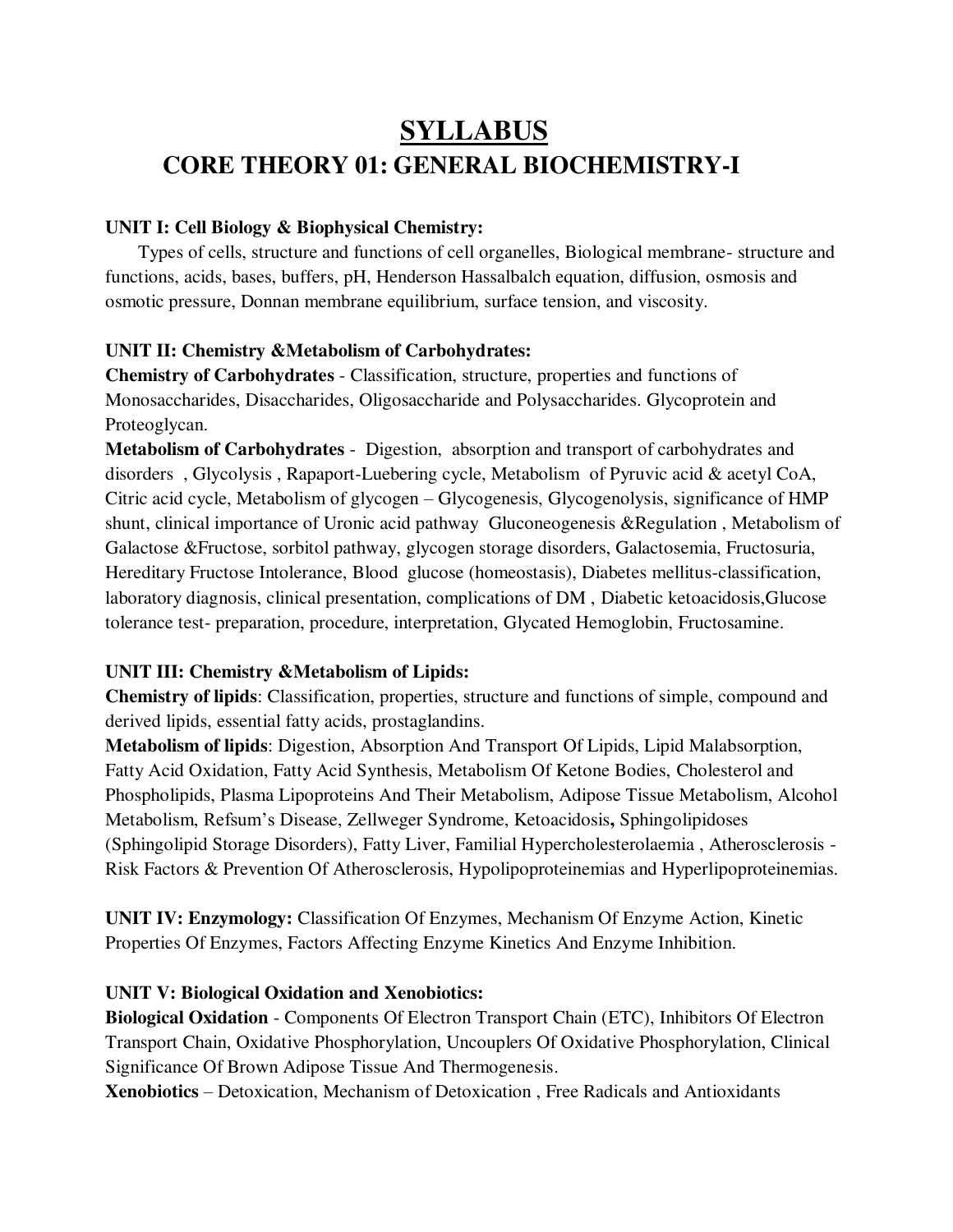# SYLLABUS

## CORE THEORY 01: GENERAL BIOCHEMISTRY-I

**UNIT I: Cell Biology & Biophysical Chemistry:**

Types of cells, structure and functions of cell organelles, Biological membrane- structure and functions, acids, bases, buffers, pH, Henderson Hassalbalch equation, diffusion, osmosis and osmotic pressure, Donnan membrane equilibrium, surface tension, and viscosity.

**UNIT II: Chemistry &Metabolism of Carbohydrates:**

**Chemistry of Carbohydrates** - Classification, structure, properties and functions of Monosaccharides, Disaccharides, Oligosaccharide and Polysaccharides. Glycoprotein and Proteoglycan.

**Metabolism of Carbohydrates** - Digestion, absorption and transport of carbohydrates and disorders , Glycolysis , Rapaport-Luebering cycle, Metabolism of Pyruvic acid & acetyl CoA, Citric acid cycle, Metabolism of glycogen – Glycogenesis, Glycogenolysis, significance of HMP shunt, clinical importance of Uronic acid pathway Gluconeogenesis &Regulation , Metabolism of Galactose &Fructose, sorbitol pathway, glycogen storage disorders, Galactosemia, Fructosuria, Hereditary Fructose Intolerance, Blood glucose (homeostasis), Diabetes mellitus-classification, laboratory diagnosis, clinical presentation, complications of DM , Diabetic ketoacidosis,Glucose tolerance test- preparation, procedure, interpretation, Glycated Hemoglobin, Fructosamine.

**UNIT III: Chemistry &Metabolism of Lipids:**

**Chemistry of lipids**: Classification, properties, structure and functions of simple, compound and derived lipids, essential fatty acids, prostaglandins.

**Metabolism of lipids**: Digestion, Absorption And Transport Of Lipids, Lipid Malabsorption, Fatty Acid Oxidation, Fatty Acid Synthesis, Metabolism Of Ketone Bodies, Cholesterol and Phospholipids, Plasma Lipoproteins And Their Metabolism, Adipose Tissue Metabolism, Alcohol Metabolism, Refsum's Disease, Zellweger Syndrome, Ketoacidosis**,** Sphingolipidoses (Sphingolipid Storage Disorders), Fatty Liver, Familial Hypercholesterolaemia , Atherosclerosis - Risk Factors & Prevention Of Atherosclerosis, Hypolipoproteinemias and Hyperlipoproteinemias.

**UNIT IV: Enzymology:** Classification Of Enzymes, Mechanism Of Enzyme Action, Kinetic Properties Of Enzymes, Factors Affecting Enzyme Kinetics And Enzyme Inhibition.

**UNIT V: Biological Oxidation and Xenobiotics:**

**Biological Oxidation** - Components Of Electron Transport Chain (ETC), Inhibitors Of Electron Transport Chain, Oxidative Phosphorylation, Uncouplers Of Oxidative Phosphorylation, Clinical Significance Of Brown Adipose Tissue And Thermogenesis.

**Xenobiotics** – Detoxication, Mechanism of Detoxication , Free Radicals and Antioxidants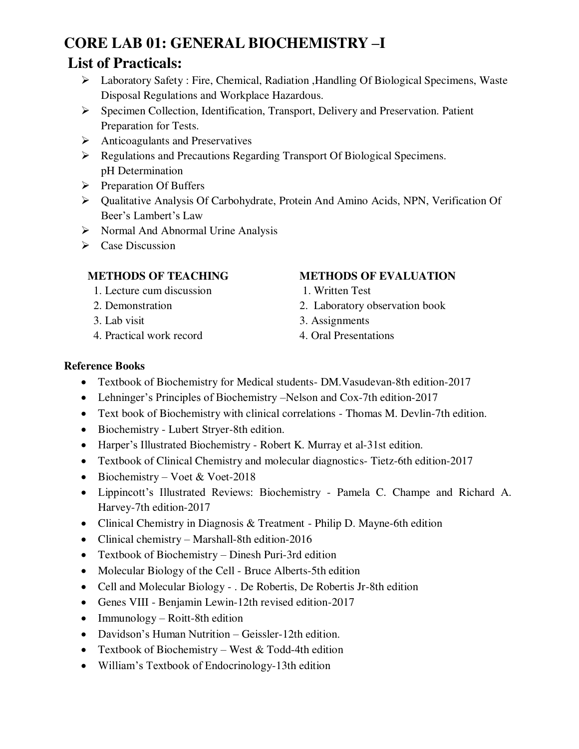# CORE LAB 01: GENERAL BIOCHEMISTRY –I

## List of Practicals:

- Laboratory Safety : Fire, Chemical, Radiation ,Handling Of Biological Specimens, Waste Disposal Regulations and Workplace Hazardous.
- Specimen Collection, Identification, Transport, Delivery and Preservation. Patient Preparation for Tests.
- Anticoagulants and Preservatives
- Regulations and Precautions Regarding Transport Of Biological Specimens. pH Determination
- Preparation Of Buffers
- Qualitative Analysis Of Carbohydrate, Protein And Amino Acids, NPN, Verification Of Beer's Lambert's Law
- Normal And Abnormal Urine Analysis
- Case Discussion

**METHODS OF TEACHING**

1. Lecture cum discussion
2. Demonstration
3. Lab visit
4. Practical work record

**METHODS OF EVALUATION**

1. Written Test
2. Laboratory observation book
3. Assignments
4. Oral Presentations

**Reference Books**

- Textbook of Biochemistry for Medical students- DM.Vasudevan-8th edition-2017
- Lehninger's Principles of Biochemistry –Nelson and Cox-7th edition-2017
- Text book of Biochemistry with clinical correlations - Thomas M. Devlin-7th edition.
- Biochemistry - Lubert Stryer-8th edition.
- Harper's Illustrated Biochemistry - Robert K. Murray et al-31st edition.
- Textbook of Clinical Chemistry and molecular diagnostics- Tietz-6th edition-2017
- Biochemistry – Voet & Voet-2018
- Lippincott's Illustrated Reviews: Biochemistry - Pamela C. Champe and Richard A. Harvey-7th edition-2017
- Clinical Chemistry in Diagnosis & Treatment - Philip D. Mayne-6th edition
- Clinical chemistry – Marshall-8th edition-2016
- Textbook of Biochemistry – Dinesh Puri-3rd edition
- Molecular Biology of the Cell - Bruce Alberts-5th edition
- Cell and Molecular Biology - . De Robertis, De Robertis Jr-8th edition
- Genes VIII - Benjamin Lewin-12th revised edition-2017
- Immunology – Roitt-8th edition
- Davidson's Human Nutrition – Geissler-12th edition.
- Textbook of Biochemistry – West & Todd-4th edition
- William's Textbook of Endocrinology-13th edition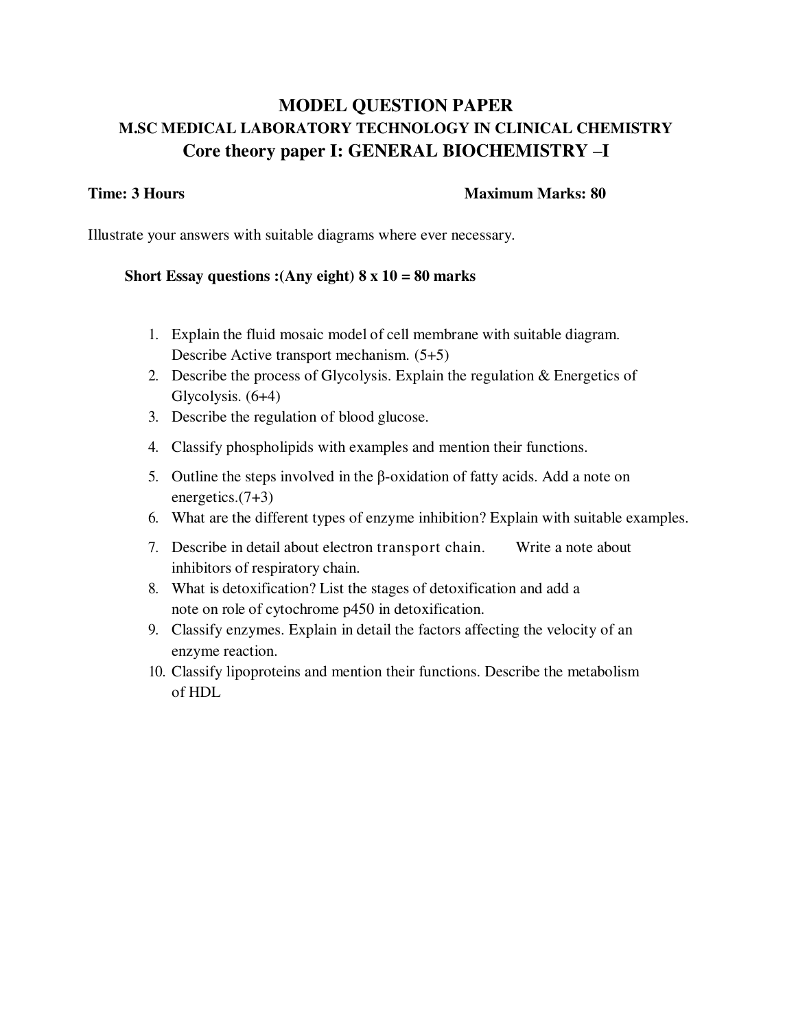# MODEL QUESTION PAPER

## M.SC MEDICAL LABORATORY TECHNOLOGY IN CLINICAL CHEMISTRY

## Core theory paper I: GENERAL BIOCHEMISTRY –I

**Time: 3 Hours** **Maximum Marks: 80**

Illustrate your answers with suitable diagrams where ever necessary.

**Short Essay questions :(Any eight) 8 x 10 = 80 marks**

1. Explain the fluid mosaic model of cell membrane with suitable diagram. Describe Active transport mechanism. (5+5)
2. Describe the process of Glycolysis. Explain the regulation & Energetics of Glycolysis. (6+4)
3. Describe the regulation of blood glucose.
4. Classify phospholipids with examples and mention their functions.
5. Outline the steps involved in the β-oxidation of fatty acids. Add a note on energetics.(7+3)
6. What are the different types of enzyme inhibition? Explain with suitable examples.
7. Describe in detail about electron transport chain. Write a note about inhibitors of respiratory chain.
8. What is detoxification? List the stages of detoxification and add a note on role of cytochrome p450 in detoxification.
9. Classify enzymes. Explain in detail the factors affecting the velocity of an enzyme reaction.
10. Classify lipoproteins and mention their functions. Describe the metabolism of HDL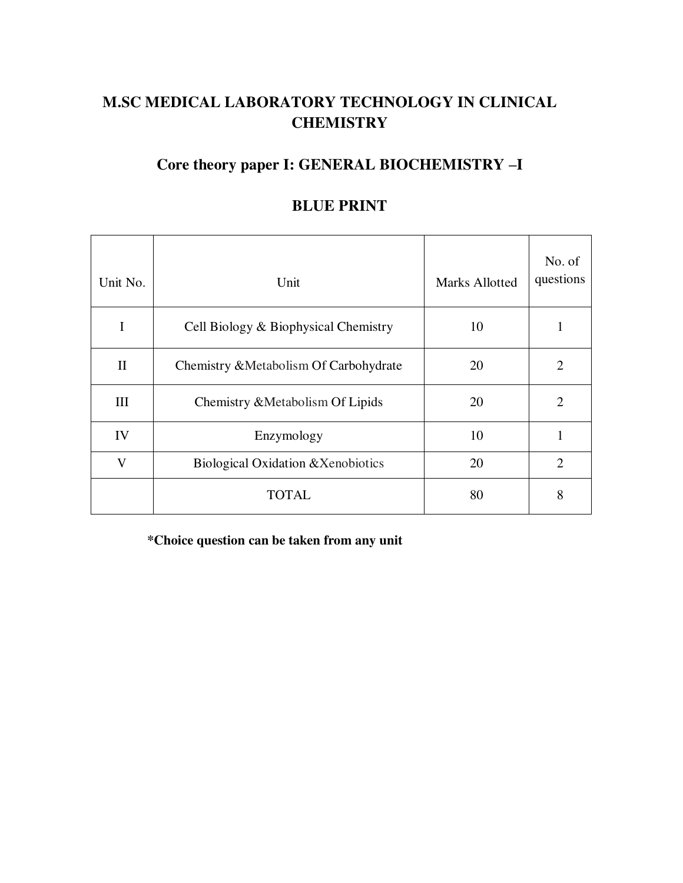# M.SC MEDICAL LABORATORY TECHNOLOGY IN CLINICAL CHEMISTRY

## Core theory paper I: GENERAL BIOCHEMISTRY –I

## BLUE PRINT

| Unit No. | Unit | Marks Allotted | No. of questions |
|---|---|---|---|
| I | Cell Biology & Biophysical Chemistry | 10 | 1 |
| II | Chemistry &Metabolism Of Carbohydrate | 20 | 2 |
| III | Chemistry &Metabolism Of Lipids | 20 | 2 |
| IV | Enzymology | 10 | 1 |
| V | Biological Oxidation &Xenobiotics | 20 | 2 |
| | TOTAL | 80 | 8 |

**\*Choice question can be taken from any unit**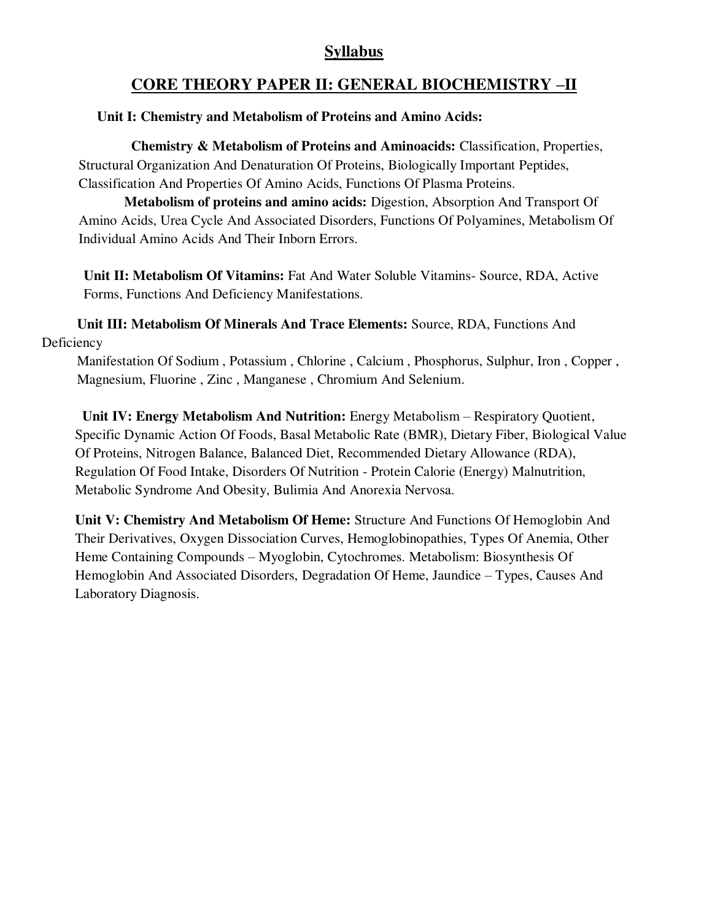## Syllabus

## CORE THEORY PAPER II: GENERAL BIOCHEMISTRY –II

**Unit I: Chemistry and Metabolism of Proteins and Amino Acids:**

**Chemistry & Metabolism of Proteins and Aminoacids:** Classification, Properties, Structural Organization And Denaturation Of Proteins, Biologically Important Peptides, Classification And Properties Of Amino Acids, Functions Of Plasma Proteins.

**Metabolism of proteins and amino acids:** Digestion, Absorption And Transport Of Amino Acids, Urea Cycle And Associated Disorders, Functions Of Polyamines, Metabolism Of Individual Amino Acids And Their Inborn Errors.

**Unit II: Metabolism Of Vitamins:** Fat And Water Soluble Vitamins- Source, RDA, Active Forms, Functions And Deficiency Manifestations.

**Unit III: Metabolism Of Minerals And Trace Elements:** Source, RDA, Functions And Deficiency Manifestation Of Sodium , Potassium , Chlorine , Calcium , Phosphorus, Sulphur, Iron , Copper , Magnesium, Fluorine , Zinc , Manganese , Chromium And Selenium.

**Unit IV: Energy Metabolism And Nutrition:** Energy Metabolism – Respiratory Quotient, Specific Dynamic Action Of Foods, Basal Metabolic Rate (BMR), Dietary Fiber, Biological Value Of Proteins, Nitrogen Balance, Balanced Diet, Recommended Dietary Allowance (RDA), Regulation Of Food Intake, Disorders Of Nutrition - Protein Calorie (Energy) Malnutrition, Metabolic Syndrome And Obesity, Bulimia And Anorexia Nervosa.

**Unit V: Chemistry And Metabolism Of Heme:** Structure And Functions Of Hemoglobin And Their Derivatives, Oxygen Dissociation Curves, Hemoglobinopathies, Types Of Anemia, Other Heme Containing Compounds – Myoglobin, Cytochromes. Metabolism: Biosynthesis Of Hemoglobin And Associated Disorders, Degradation Of Heme, Jaundice – Types, Causes And Laboratory Diagnosis.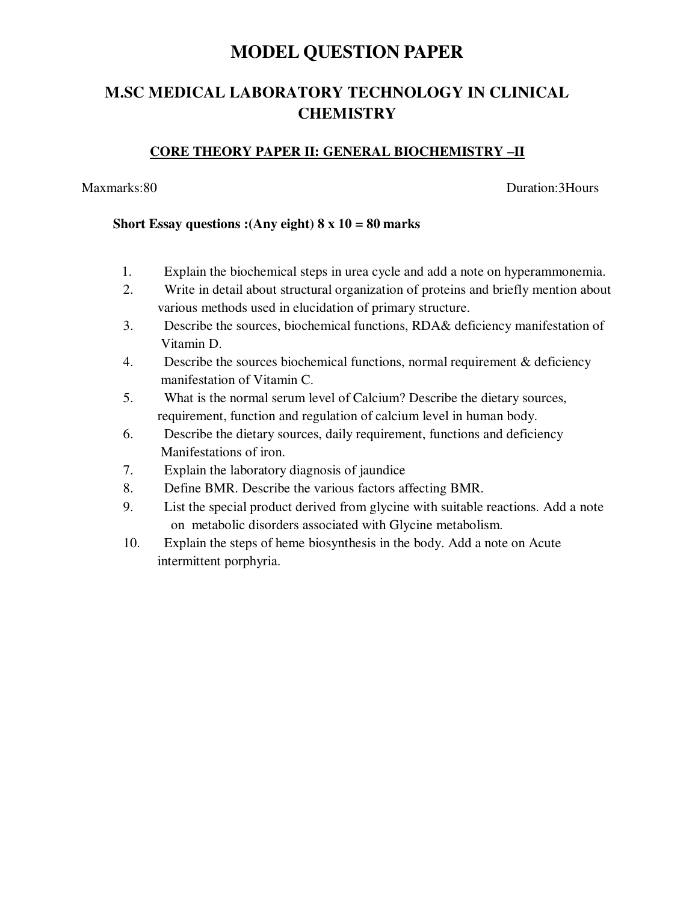# MODEL QUESTION PAPER

## M.SC MEDICAL LABORATORY TECHNOLOGY IN CLINICAL CHEMISTRY

### CORE THEORY PAPER II: GENERAL BIOCHEMISTRY –II

Maxmarks:80 Duration:3Hours

**Short Essay questions :(Any eight) 8 x 10 = 80 marks**

1. Explain the biochemical steps in urea cycle and add a note on hyperammonemia.
2. Write in detail about structural organization of proteins and briefly mention about various methods used in elucidation of primary structure.
3. Describe the sources, biochemical functions, RDA& deficiency manifestation of Vitamin D.
4. Describe the sources biochemical functions, normal requirement & deficiency manifestation of Vitamin C.
5. What is the normal serum level of Calcium? Describe the dietary sources, requirement, function and regulation of calcium level in human body.
6. Describe the dietary sources, daily requirement, functions and deficiency Manifestations of iron.
7. Explain the laboratory diagnosis of jaundice
8. Define BMR. Describe the various factors affecting BMR.
9. List the special product derived from glycine with suitable reactions. Add a note on metabolic disorders associated with Glycine metabolism.
10. Explain the steps of heme biosynthesis in the body. Add a note on Acute intermittent porphyria.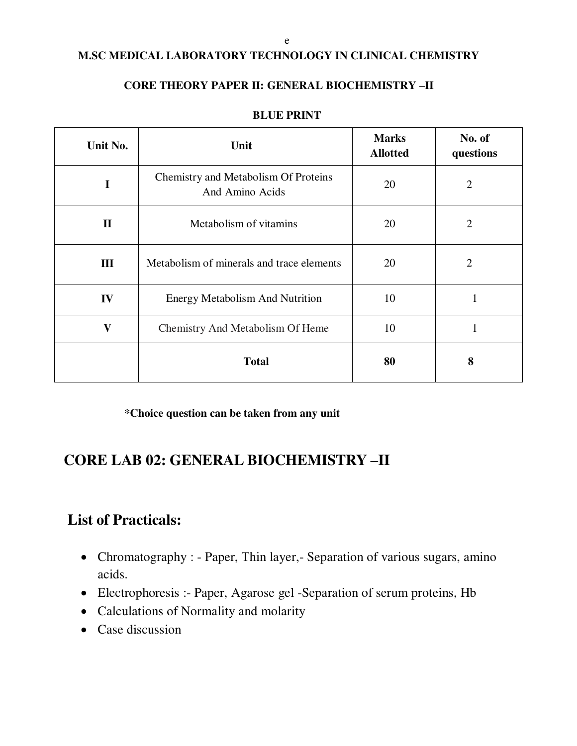e

**M.SC MEDICAL LABORATORY TECHNOLOGY IN CLINICAL CHEMISTRY**

**CORE THEORY PAPER II: GENERAL BIOCHEMISTRY –II**

**BLUE PRINT**

| Unit No. | Unit | Marks Allotted | No. of questions |
|---|---|---|---|
| **I** | Chemistry and Metabolism Of Proteins And Amino Acids | 20 | 2 |
| **II** | Metabolism of vitamins | 20 | 2 |
| **III** | Metabolism of minerals and trace elements | 20 | 2 |
| **IV** | Energy Metabolism And Nutrition | 10 | 1 |
| **V** | Chemistry And Metabolism Of Heme | 10 | 1 |
| | **Total** | **80** | **8** |

**\*Choice question can be taken from any unit**

## CORE LAB 02: GENERAL BIOCHEMISTRY –II

## List of Practicals:

- Chromatography : - Paper, Thin layer,- Separation of various sugars, amino acids.
- Electrophoresis :- Paper, Agarose gel -Separation of serum proteins, Hb
- Calculations of Normality and molarity
- Case discussion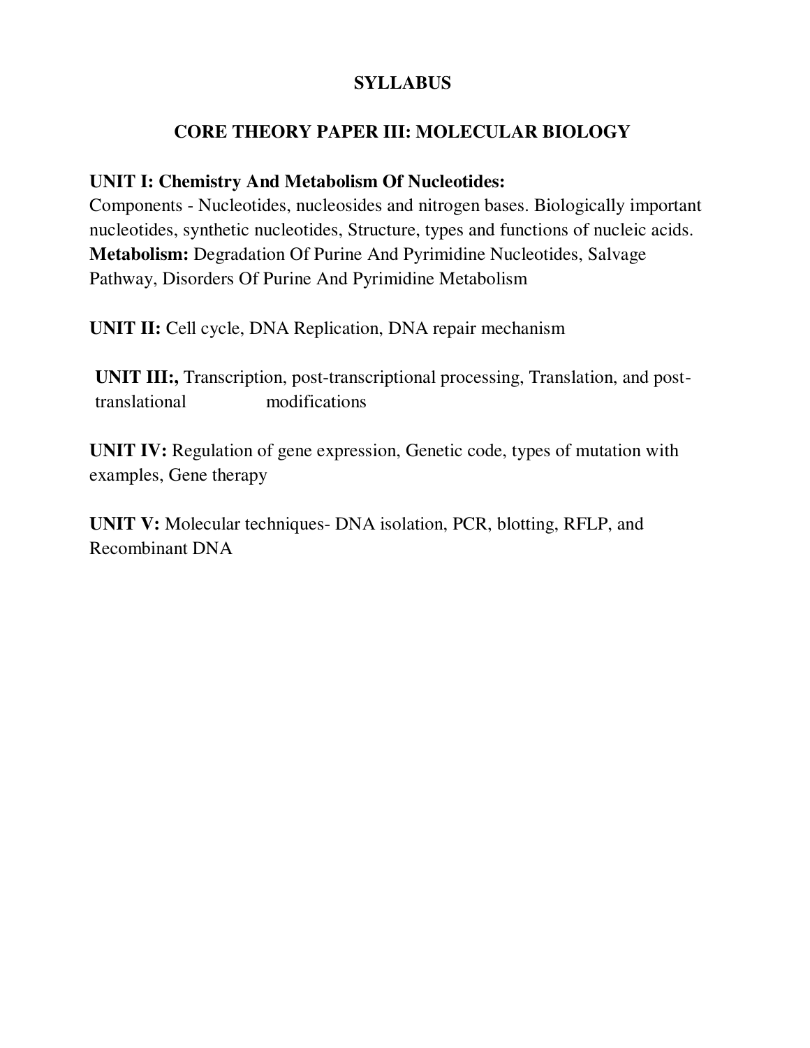# SYLLABUS

## CORE THEORY PAPER III: MOLECULAR BIOLOGY

**UNIT I: Chemistry And Metabolism Of Nucleotides:**
Components - Nucleotides, nucleosides and nitrogen bases. Biologically important nucleotides, synthetic nucleotides, Structure, types and functions of nucleic acids.
**Metabolism:** Degradation Of Purine And Pyrimidine Nucleotides, Salvage Pathway, Disorders Of Purine And Pyrimidine Metabolism

**UNIT II:** Cell cycle, DNA Replication, DNA repair mechanism

**UNIT III:,** Transcription, post-transcriptional processing, Translation, and post-translational modifications

**UNIT IV:** Regulation of gene expression, Genetic code, types of mutation with examples, Gene therapy

**UNIT V:** Molecular techniques- DNA isolation, PCR, blotting, RFLP, and Recombinant DNA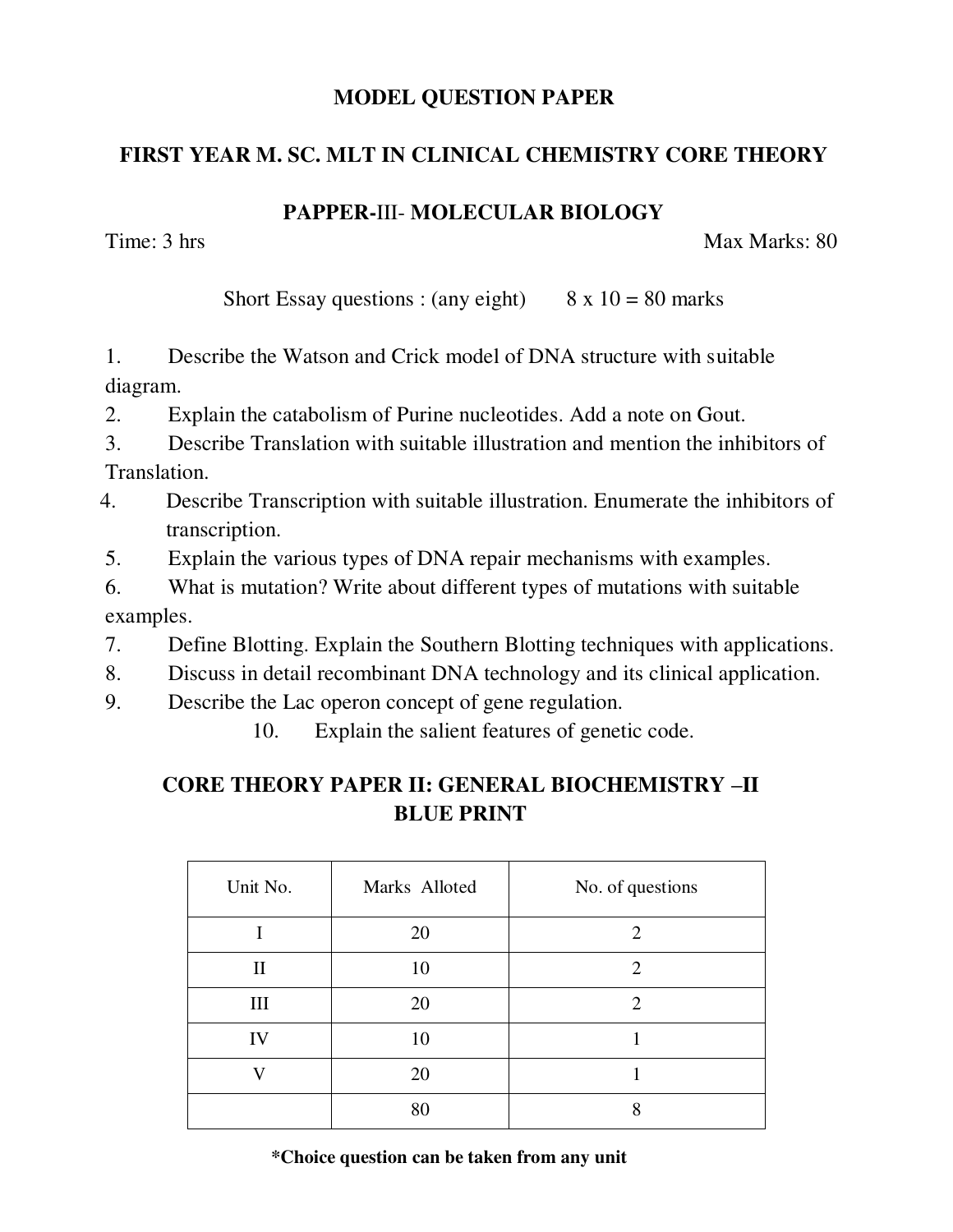# MODEL QUESTION PAPER

## FIRST YEAR M. SC. MLT IN CLINICAL CHEMISTRY CORE THEORY

## PAPPER-III- MOLECULAR BIOLOGY

Time: 3 hrs                                                                                    Max Marks: 80

Short Essay questions : (any eight)        8 x 10 = 80 marks

1. Describe the Watson and Crick model of DNA structure with suitable diagram.
2. Explain the catabolism of Purine nucleotides. Add a note on Gout.
3. Describe Translation with suitable illustration and mention the inhibitors of Translation.
4. Describe Transcription with suitable illustration. Enumerate the inhibitors of transcription.
5. Explain the various types of DNA repair mechanisms with examples.
6. What is mutation? Write about different types of mutations with suitable examples.
7. Define Blotting. Explain the Southern Blotting techniques with applications.
8. Discuss in detail recombinant DNA technology and its clinical application.
9. Describe the Lac operon concept of gene regulation.
10. Explain the salient features of genetic code.

## CORE THEORY PAPER II: GENERAL BIOCHEMISTRY –II BLUE PRINT

| Unit No. | Marks Alloted | No. of questions |
|---|---|---|
| I | 20 | 2 |
| II | 10 | 2 |
| III | 20 | 2 |
| IV | 10 | 1 |
| V | 20 | 1 |
| | 80 | 8 |

**\*Choice question can be taken from any unit**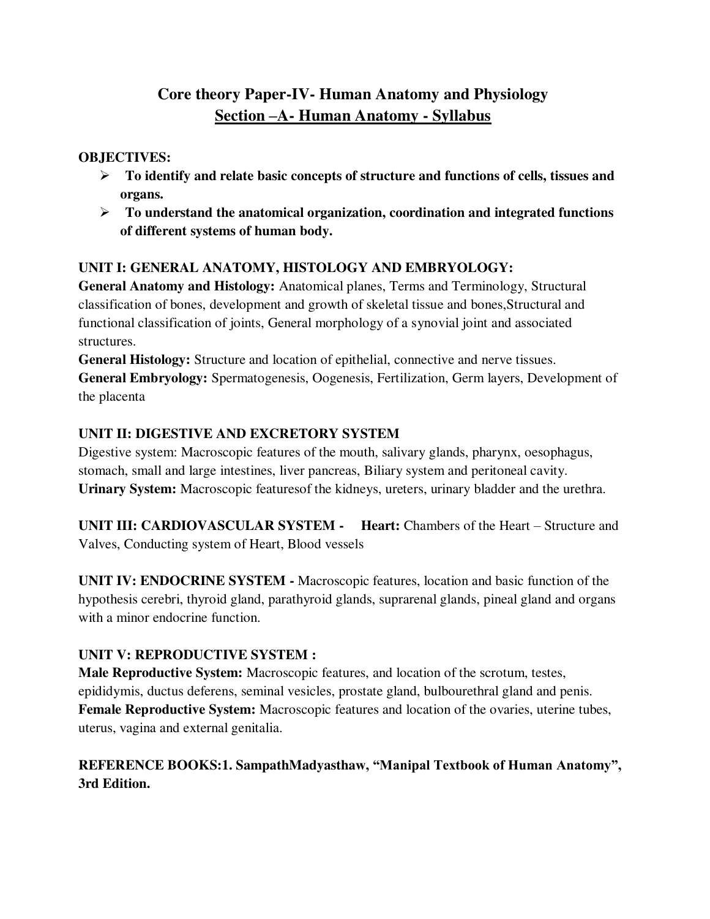# Core theory Paper-IV- Human Anatomy and Physiology

## Section –A- Human Anatomy - Syllabus

**OBJECTIVES:**

- **To identify and relate basic concepts of structure and functions of cells, tissues and organs.**
- **To understand the anatomical organization, coordination and integrated functions of different systems of human body.**

**UNIT I: GENERAL ANATOMY, HISTOLOGY AND EMBRYOLOGY:**

**General Anatomy and Histology:** Anatomical planes, Terms and Terminology, Structural classification of bones, development and growth of skeletal tissue and bones,Structural and functional classification of joints, General morphology of a synovial joint and associated structures.

**General Histology:** Structure and location of epithelial, connective and nerve tissues.

**General Embryology:** Spermatogenesis, Oogenesis, Fertilization, Germ layers, Development of the placenta

**UNIT II: DIGESTIVE AND EXCRETORY SYSTEM**

Digestive system: Macroscopic features of the mouth, salivary glands, pharynx, oesophagus, stomach, small and large intestines, liver pancreas, Biliary system and peritoneal cavity.

**Urinary System:** Macroscopic featuresof the kidneys, ureters, urinary bladder and the urethra.

**UNIT III: CARDIOVASCULAR SYSTEM - Heart:** Chambers of the Heart – Structure and Valves, Conducting system of Heart, Blood vessels

**UNIT IV: ENDOCRINE SYSTEM -** Macroscopic features, location and basic function of the hypothesis cerebri, thyroid gland, parathyroid glands, suprarenal glands, pineal gland and organs with a minor endocrine function.

**UNIT V: REPRODUCTIVE SYSTEM :**

**Male Reproductive System:** Macroscopic features, and location of the scrotum, testes, epididymis, ductus deferens, seminal vesicles, prostate gland, bulbourethral gland and penis.

**Female Reproductive System:** Macroscopic features and location of the ovaries, uterine tubes, uterus, vagina and external genitalia.

**REFERENCE BOOKS:1. SampathMadyasthaw, "Manipal Textbook of Human Anatomy", 3rd Edition.**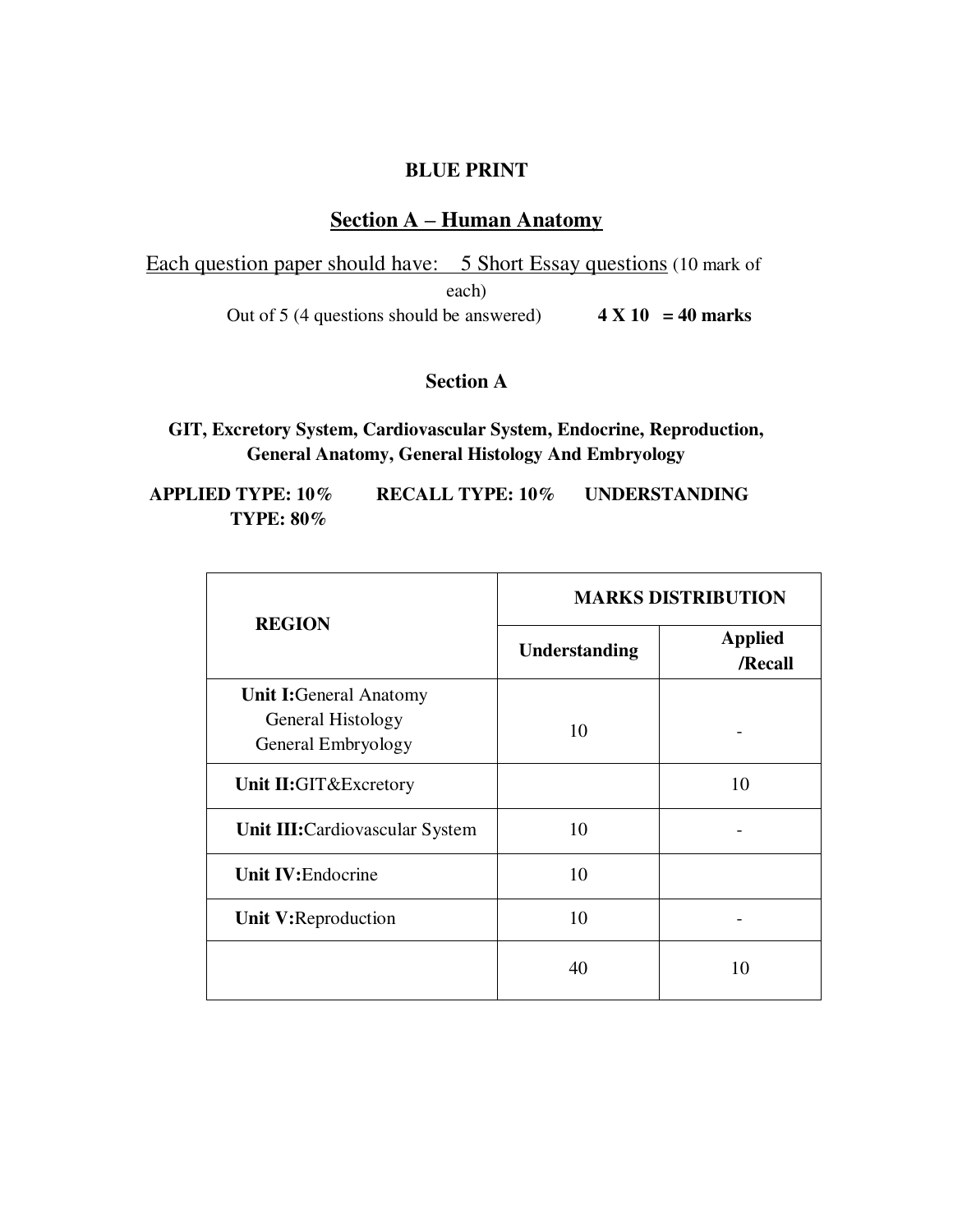**BLUE PRINT**

## Section A – Human Anatomy

Each question paper should have: 5 Short Essay questions (10 mark of each)

Out of 5 (4 questions should be answered) **4 X 10 = 40 marks**

### Section A

**GIT, Excretory System, Cardiovascular System, Endocrine, Reproduction, General Anatomy, General Histology And Embryology**

**APPLIED TYPE: 10% RECALL TYPE: 10% UNDERSTANDING TYPE: 80%**

| REGION | MARKS DISTRIBUTION | |
|---|---|---|
| | **Understanding** | **Applied /Recall** |
| **Unit I:** General Anatomy General Histology General Embryology | 10 | - |
| **Unit II:** GIT&Excretory | | 10 |
| **Unit III:** Cardiovascular System | 10 | - |
| **Unit IV:** Endocrine | 10 | |
| **Unit V:** Reproduction | 10 | - |
| | 40 | 10 |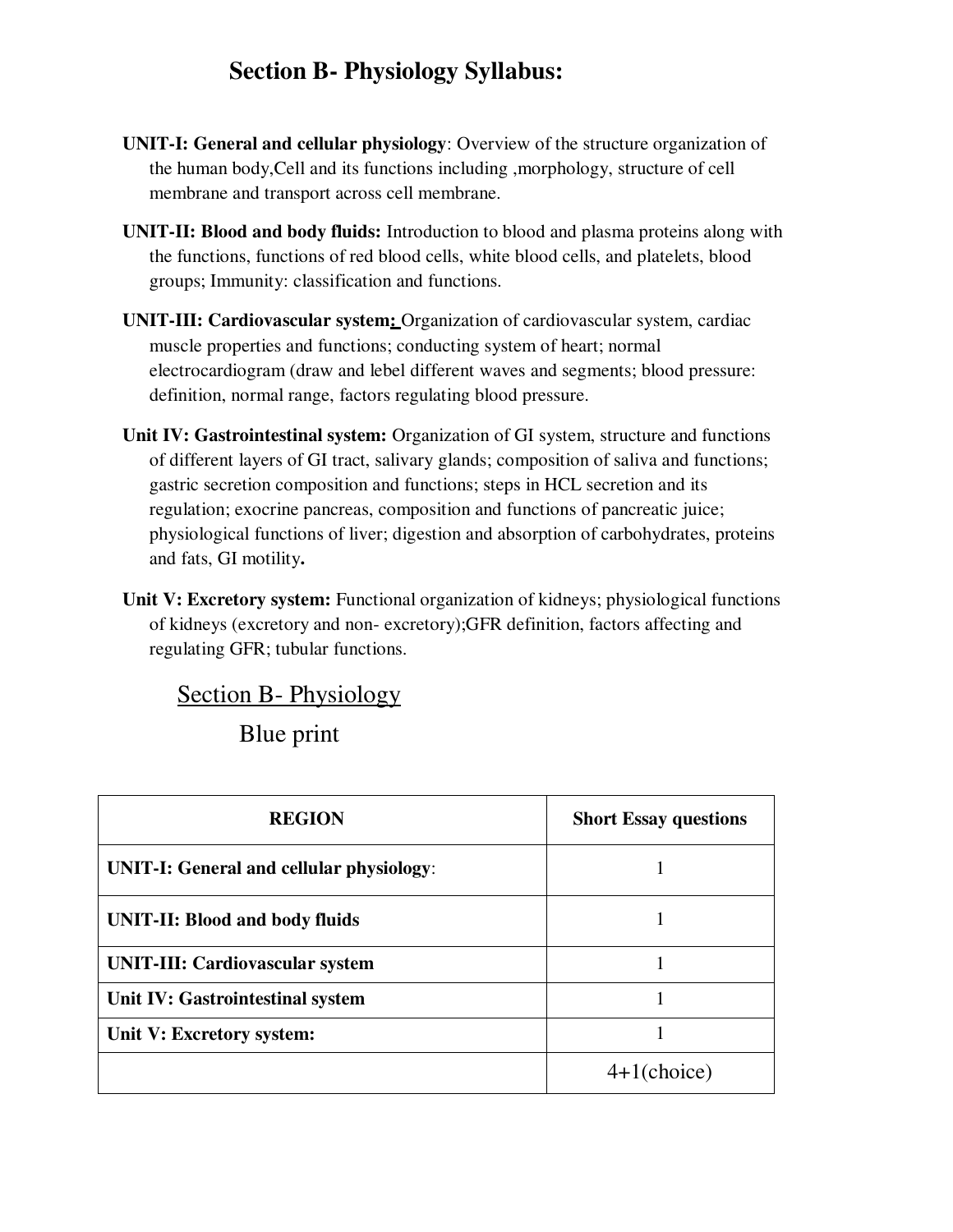## Section B- Physiology Syllabus:

**UNIT-I: General and cellular physiology**: Overview of the structure organization of the human body,Cell and its functions including ,morphology, structure of cell membrane and transport across cell membrane.

**UNIT-II: Blood and body fluids:** Introduction to blood and plasma proteins along with the functions, functions of red blood cells, white blood cells, and platelets, blood groups; Immunity: classification and functions.

**UNIT-III: Cardiovascular system:** Organization of cardiovascular system, cardiac muscle properties and functions; conducting system of heart; normal electrocardiogram (draw and lebel different waves and segments; blood pressure: definition, normal range, factors regulating blood pressure.

**Unit IV: Gastrointestinal system:** Organization of GI system, structure and functions of different layers of GI tract, salivary glands; composition of saliva and functions; gastric secretion composition and functions; steps in HCL secretion and its regulation; exocrine pancreas, composition and functions of pancreatic juice; physiological functions of liver; digestion and absorption of carbohydrates, proteins and fats, GI motility**.**

**Unit V: Excretory system:** Functional organization of kidneys; physiological functions of kidneys (excretory and non- excretory);GFR definition, factors affecting and regulating GFR; tubular functions.

## Section B- Physiology

### Blue print

| REGION | Short Essay questions |
|---|---|
| **UNIT-I: General and cellular physiology**: | 1 |
| **UNIT-II: Blood and body fluids** | 1 |
| **UNIT-III: Cardiovascular system** | 1 |
| **Unit IV: Gastrointestinal system** | 1 |
| **Unit V: Excretory system:** | 1 |
| | 4+1(choice) |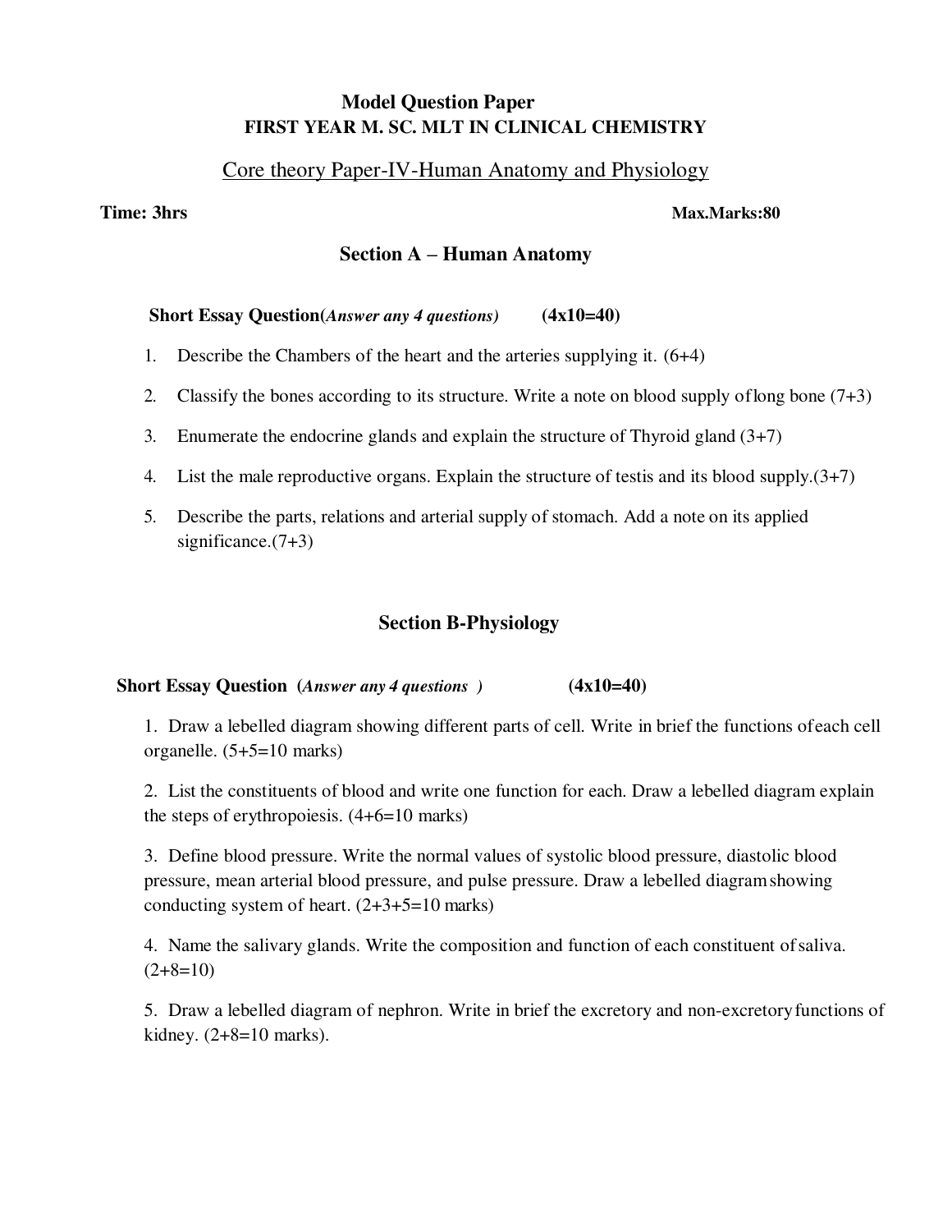**Model Question Paper**
**FIRST YEAR M. SC. MLT IN CLINICAL CHEMISTRY**

## Core theory Paper-IV-Human Anatomy and Physiology

**Time: 3hrs** **Max.Marks:80**

### Section A – Human Anatomy

**Short Essay Question(*Answer any 4 questions)*** **(4x10=40)**

1. Describe the Chambers of the heart and the arteries supplying it. (6+4)
2. Classify the bones according to its structure. Write a note on blood supply of long bone (7+3)
3. Enumerate the endocrine glands and explain the structure of Thyroid gland (3+7)
4. List the male reproductive organs. Explain the structure of testis and its blood supply.(3+7)
5. Describe the parts, relations and arterial supply of stomach. Add a note on its applied significance.(7+3)

### Section B-Physiology

**Short Essay Question (*Answer any 4 questions* )** **(4x10=40)**

1. Draw a lebelled diagram showing different parts of cell. Write in brief the functions of each cell organelle. (5+5=10 marks)

2. List the constituents of blood and write one function for each. Draw a lebelled diagram explain the steps of erythropoiesis. (4+6=10 marks)

3. Define blood pressure. Write the normal values of systolic blood pressure, diastolic blood pressure, mean arterial blood pressure, and pulse pressure. Draw a lebelled diagram showing conducting system of heart. (2+3+5=10 marks)

4. Name the salivary glands. Write the composition and function of each constituent of saliva. (2+8=10)

5. Draw a lebelled diagram of nephron. Write in brief the excretory and non-excretory functions of kidney. (2+8=10 marks).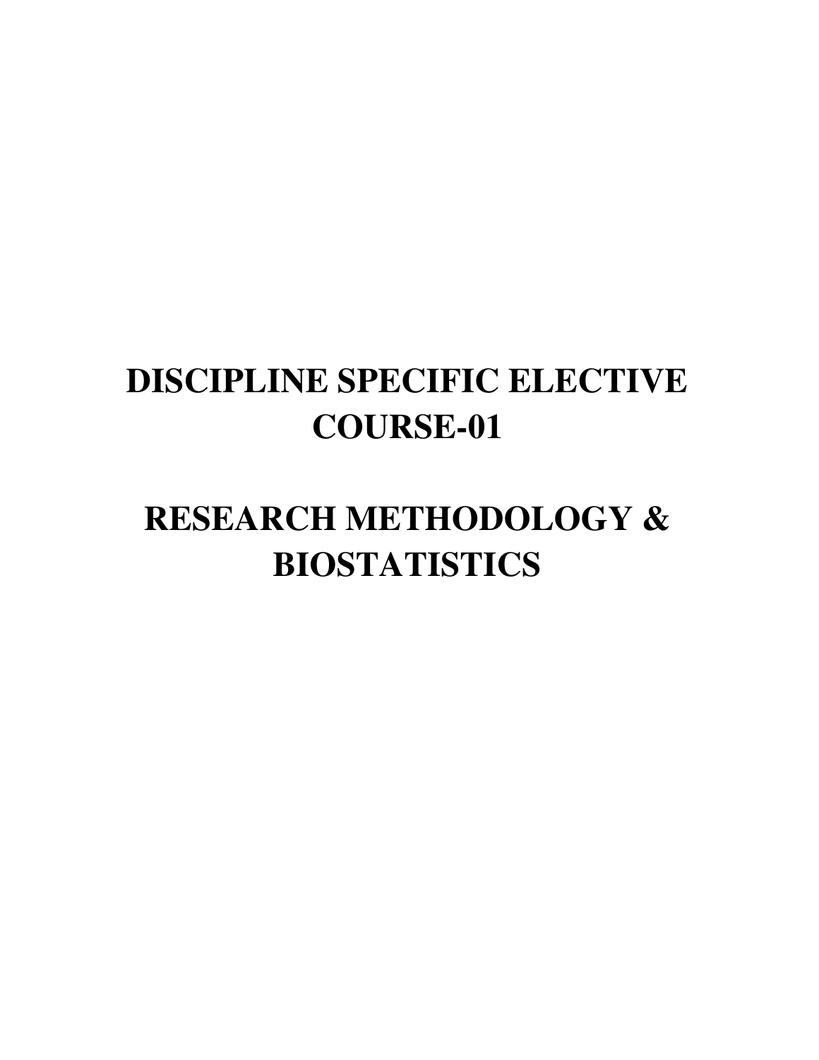# DISCIPLINE SPECIFIC ELECTIVE COURSE-01

# RESEARCH METHODOLOGY & BIOSTATISTICS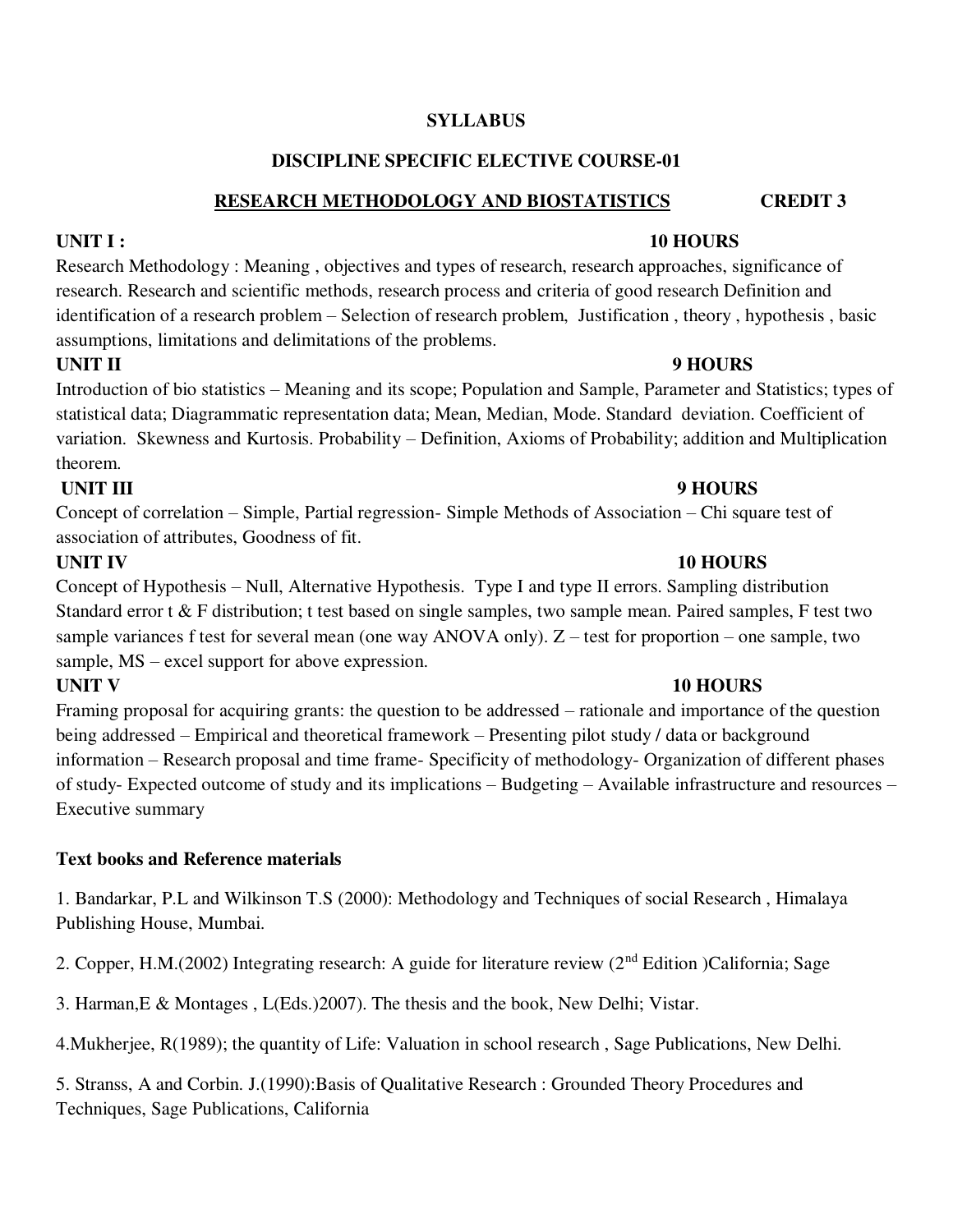**SYLLABUS**

**DISCIPLINE SPECIFIC ELECTIVE COURSE-01**

**RESEARCH METHODOLOGY AND BIOSTATISTICS** **CREDIT 3**

**UNIT I :** **10 HOURS**

Research Methodology : Meaning , objectives and types of research, research approaches, significance of research. Research and scientific methods, research process and criteria of good research Definition and identification of a research problem – Selection of research problem, Justification , theory , hypothesis , basic assumptions, limitations and delimitations of the problems.

**UNIT II** **9 HOURS**

Introduction of bio statistics – Meaning and its scope; Population and Sample, Parameter and Statistics; types of statistical data; Diagrammatic representation data; Mean, Median, Mode. Standard deviation. Coefficient of variation. Skewness and Kurtosis. Probability – Definition, Axioms of Probability; addition and Multiplication theorem.

**UNIT III** **9 HOURS**

Concept of correlation – Simple, Partial regression- Simple Methods of Association – Chi square test of association of attributes, Goodness of fit.

**UNIT IV** **10 HOURS**

Concept of Hypothesis – Null, Alternative Hypothesis. Type I and type II errors. Sampling distribution Standard error t & F distribution; t test based on single samples, two sample mean. Paired samples, F test two sample variances f test for several mean (one way ANOVA only). Z – test for proportion – one sample, two sample, MS – excel support for above expression.

**UNIT V** **10 HOURS**

Framing proposal for acquiring grants: the question to be addressed – rationale and importance of the question being addressed – Empirical and theoretical framework – Presenting pilot study / data or background information – Research proposal and time frame- Specificity of methodology- Organization of different phases of study- Expected outcome of study and its implications – Budgeting – Available infrastructure and resources – Executive summary

**Text books and Reference materials**

1. Bandarkar, P.L and Wilkinson T.S (2000): Methodology and Techniques of social Research , Himalaya Publishing House, Mumbai.

2. Copper, H.M.(2002) Integrating research: A guide for literature review (2nd Edition )California; Sage

3. Harman,E & Montages , L(Eds.)2007). The thesis and the book, New Delhi; Vistar.

4.Mukherjee, R(1989); the quantity of Life: Valuation in school research , Sage Publications, New Delhi.

5. Stranss, A and Corbin. J.(1990):Basis of Qualitative Research : Grounded Theory Procedures and Techniques, Sage Publications, California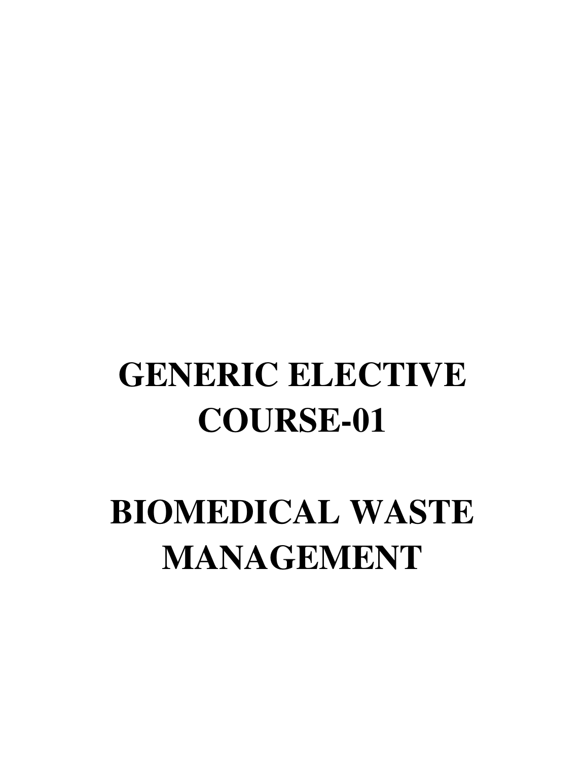# GENERIC ELECTIVE COURSE-01

# BIOMEDICAL WASTE MANAGEMENT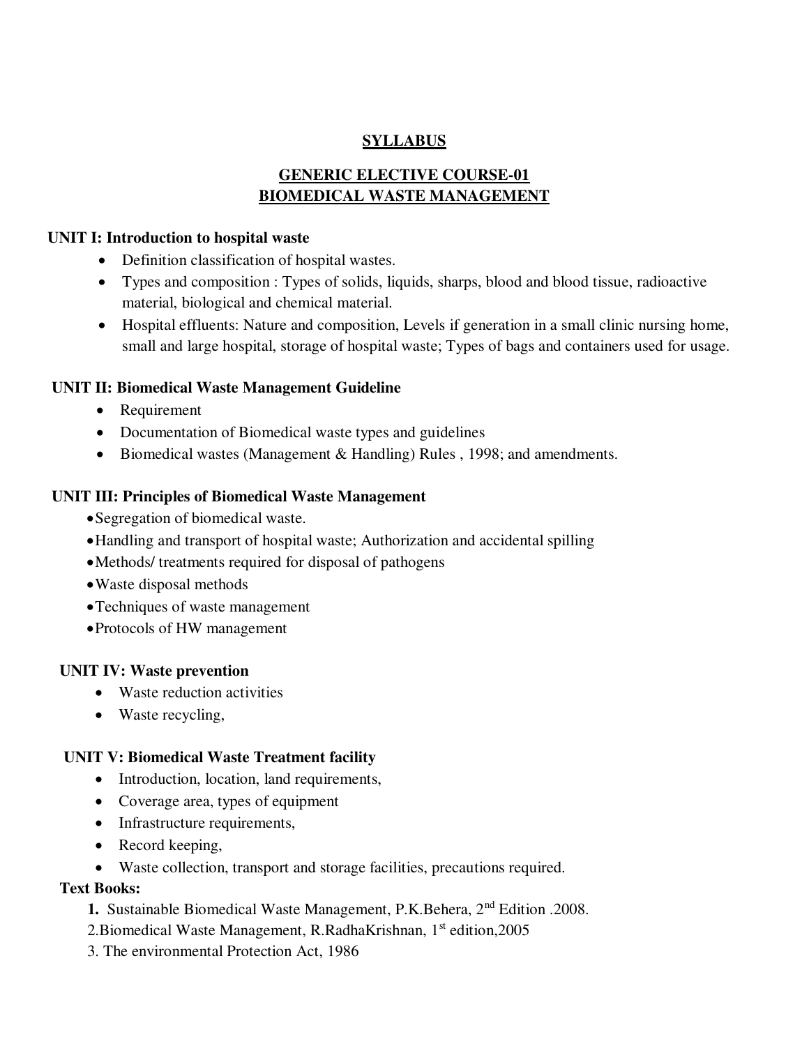# SYLLABUS

## GENERIC ELECTIVE COURSE-01
## BIOMEDICAL WASTE MANAGEMENT

**UNIT I: Introduction to hospital waste**

- Definition classification of hospital wastes.
- Types and composition : Types of solids, liquids, sharps, blood and blood tissue, radioactive material, biological and chemical material.
- Hospital effluents: Nature and composition, Levels if generation in a small clinic nursing home, small and large hospital, storage of hospital waste; Types of bags and containers used for usage.

**UNIT II: Biomedical Waste Management Guideline**

- Requirement
- Documentation of Biomedical waste types and guidelines
- Biomedical wastes (Management & Handling) Rules , 1998; and amendments.

**UNIT III: Principles of Biomedical Waste Management**

- Segregation of biomedical waste.
- Handling and transport of hospital waste; Authorization and accidental spilling
- Methods/ treatments required for disposal of pathogens
- Waste disposal methods
- Techniques of waste management
- Protocols of HW management

**UNIT IV: Waste prevention**

- Waste reduction activities
- Waste recycling,

**UNIT V: Biomedical Waste Treatment facility**

- Introduction, location, land requirements,
- Coverage area, types of equipment
- Infrastructure requirements,
- Record keeping,
- Waste collection, transport and storage facilities, precautions required.

**Text Books:**

1. Sustainable Biomedical Waste Management, P.K.Behera, 2nd Edition .2008.
2. Biomedical Waste Management, R.RadhaKrishnan, 1st edition,2005
3. The environmental Protection Act, 1986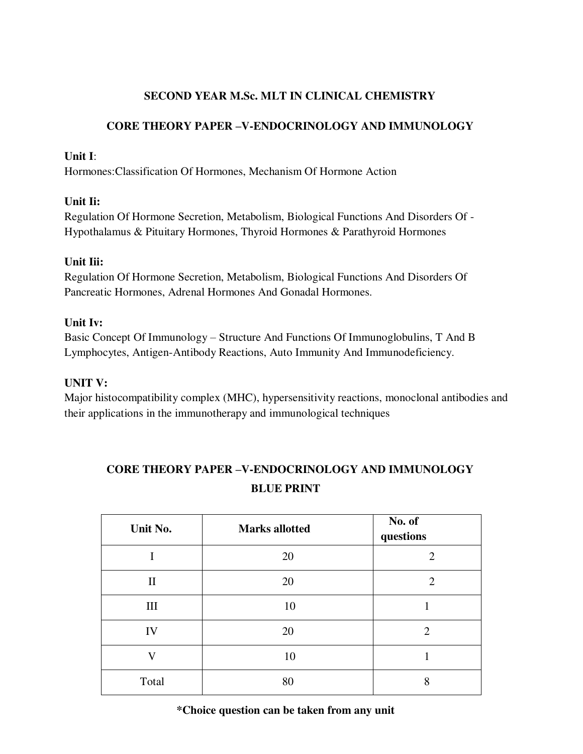## SECOND YEAR M.Sc. MLT IN CLINICAL CHEMISTRY

## CORE THEORY PAPER –V-ENDOCRINOLOGY AND IMMUNOLOGY

**Unit I**:
Hormones:Classification Of Hormones, Mechanism Of Hormone Action

**Unit Ii:**
Regulation Of Hormone Secretion, Metabolism, Biological Functions And Disorders Of - Hypothalamus & Pituitary Hormones, Thyroid Hormones & Parathyroid Hormones

**Unit Iii:**
Regulation Of Hormone Secretion, Metabolism, Biological Functions And Disorders Of Pancreatic Hormones, Adrenal Hormones And Gonadal Hormones.

**Unit Iv:**
Basic Concept Of Immunology – Structure And Functions Of Immunoglobulins, T And B Lymphocytes, Antigen-Antibody Reactions, Auto Immunity And Immunodeficiency.

**UNIT V:**
Major histocompatibility complex (MHC), hypersensitivity reactions, monoclonal antibodies and their applications in the immunotherapy and immunological techniques

## CORE THEORY PAPER –V-ENDOCRINOLOGY AND IMMUNOLOGY BLUE PRINT

| Unit No. | Marks allotted | No. of questions |
|---|---|---|
| I | 20 | 2 |
| II | 20 | 2 |
| III | 10 | 1 |
| IV | 20 | 2 |
| V | 10 | 1 |
| Total | 80 | 8 |

**\*Choice question can be taken from any unit**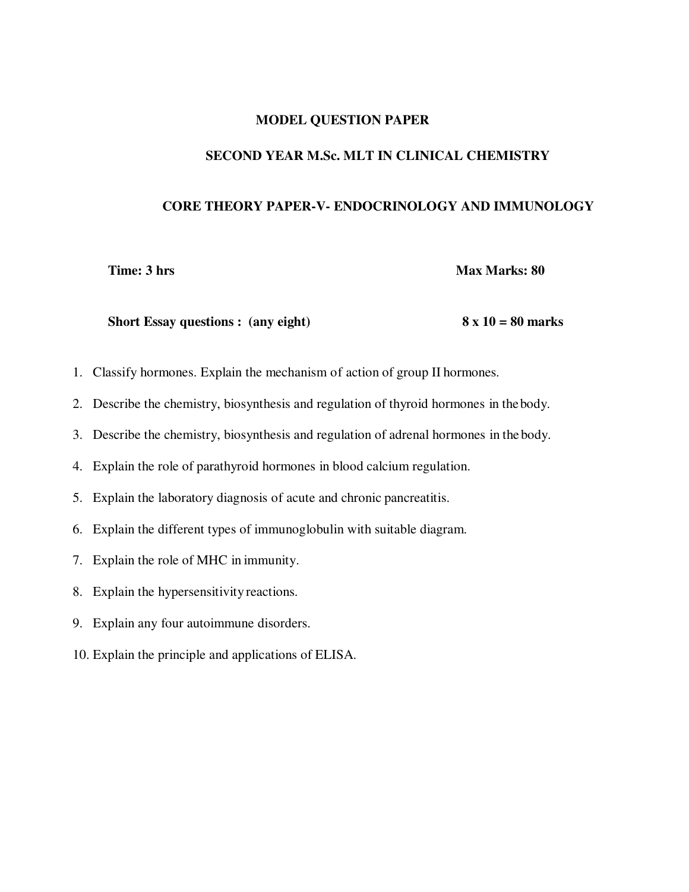# MODEL QUESTION PAPER

## SECOND YEAR M.Sc. MLT IN CLINICAL CHEMISTRY

## CORE THEORY PAPER-V- ENDOCRINOLOGY AND IMMUNOLOGY

**Time: 3 hrs** **Max Marks: 80**

**Short Essay questions : (any eight)** **8 x 10 = 80 marks**

1. Classify hormones. Explain the mechanism of action of group II hormones.
2. Describe the chemistry, biosynthesis and regulation of thyroid hormones in the body.
3. Describe the chemistry, biosynthesis and regulation of adrenal hormones in the body.
4. Explain the role of parathyroid hormones in blood calcium regulation.
5. Explain the laboratory diagnosis of acute and chronic pancreatitis.
6. Explain the different types of immunoglobulin with suitable diagram.
7. Explain the role of MHC in immunity.
8. Explain the hypersensitivity reactions.
9. Explain any four autoimmune disorders.
10. Explain the principle and applications of ELISA.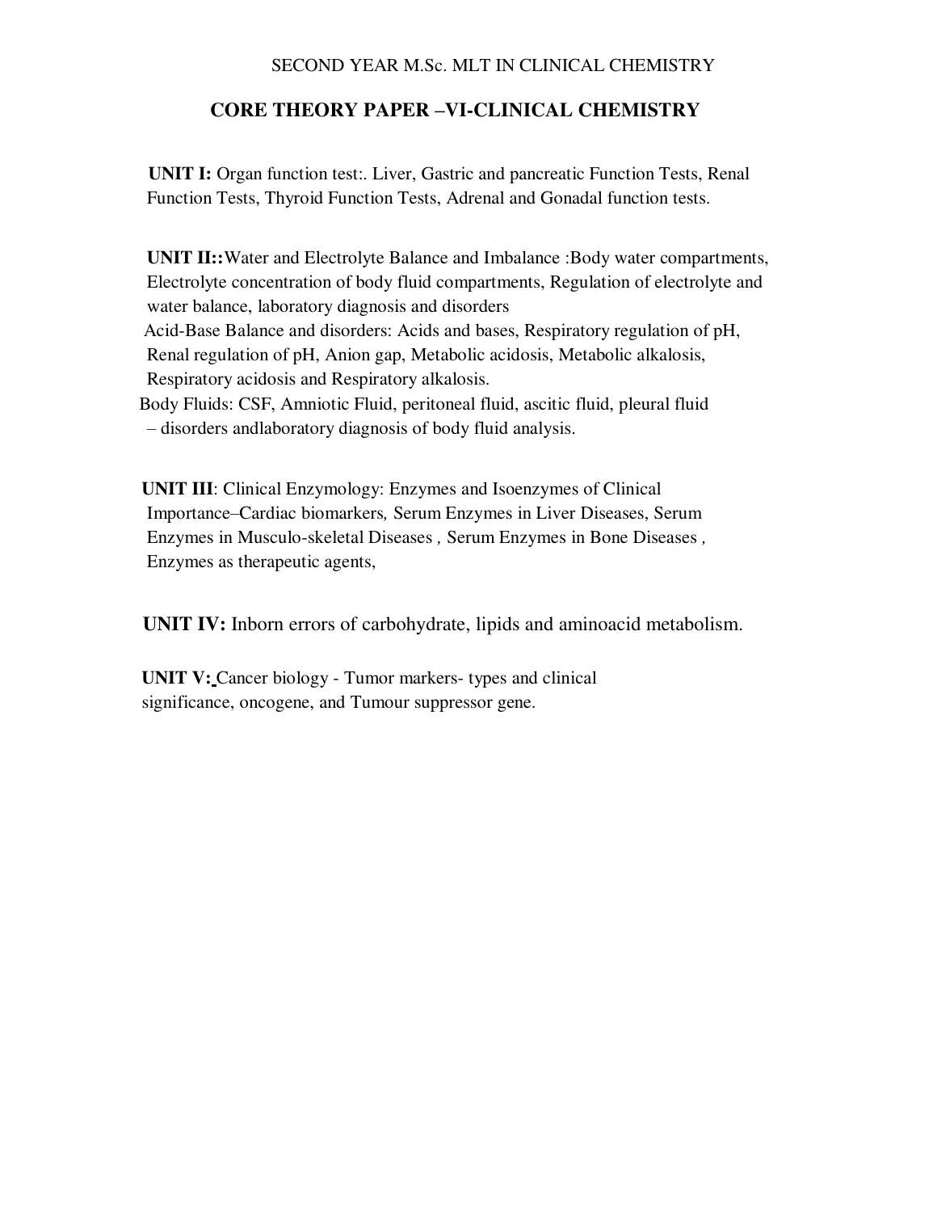SECOND YEAR M.Sc. MLT IN CLINICAL CHEMISTRY

## CORE THEORY PAPER –VI-CLINICAL CHEMISTRY

**UNIT I:** Organ function test:. Liver, Gastric and pancreatic Function Tests, Renal Function Tests, Thyroid Function Tests, Adrenal and Gonadal function tests.

**UNIT II::**Water and Electrolyte Balance and Imbalance :Body water compartments, Electrolyte concentration of body fluid compartments, Regulation of electrolyte and water balance, laboratory diagnosis and disorders

Acid-Base Balance and disorders: Acids and bases, Respiratory regulation of pH, Renal regulation of pH, Anion gap, Metabolic acidosis, Metabolic alkalosis, Respiratory acidosis and Respiratory alkalosis.

Body Fluids: CSF, Amniotic Fluid, peritoneal fluid, ascitic fluid, pleural fluid – disorders andlaboratory diagnosis of body fluid analysis.

**UNIT III**: Clinical Enzymology: Enzymes and Isoenzymes of Clinical Importance–Cardiac biomarkers, Serum Enzymes in Liver Diseases, Serum Enzymes in Musculo-skeletal Diseases , Serum Enzymes in Bone Diseases , Enzymes as therapeutic agents,

**UNIT IV:** Inborn errors of carbohydrate, lipids and aminoacid metabolism.

**UNIT V:** Cancer biology - Tumor markers- types and clinical significance, oncogene, and Tumour suppressor gene.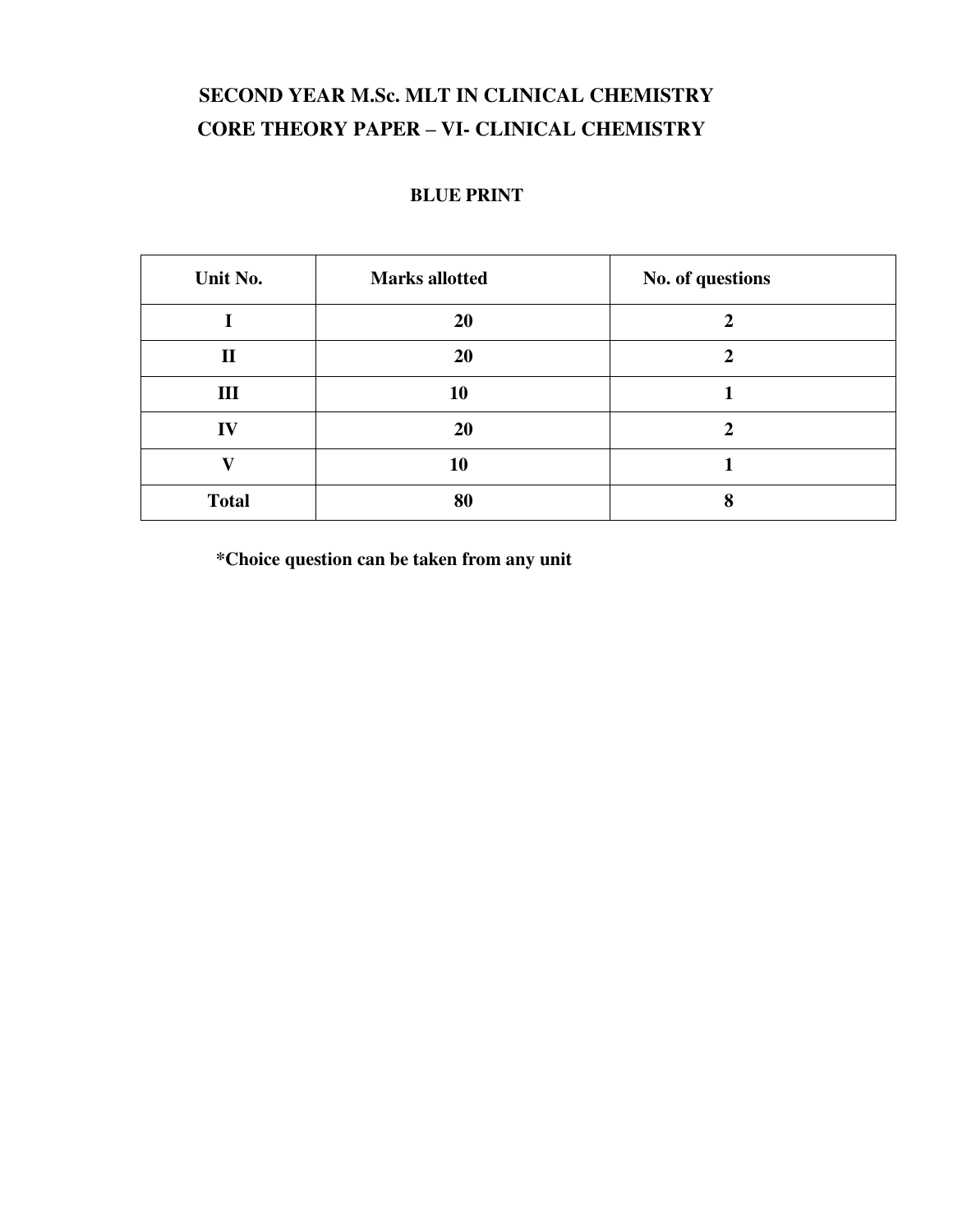## SECOND YEAR M.Sc. MLT IN CLINICAL CHEMISTRY

## CORE THEORY PAPER – VI- CLINICAL CHEMISTRY

### BLUE PRINT

| Unit No. | Marks allotted | No. of questions |
|---|---|---|
| I | 20 | 2 |
| II | 20 | 2 |
| III | 10 | 1 |
| IV | 20 | 2 |
| V | 10 | 1 |
| Total | 80 | 8 |

**\*Choice question can be taken from any unit**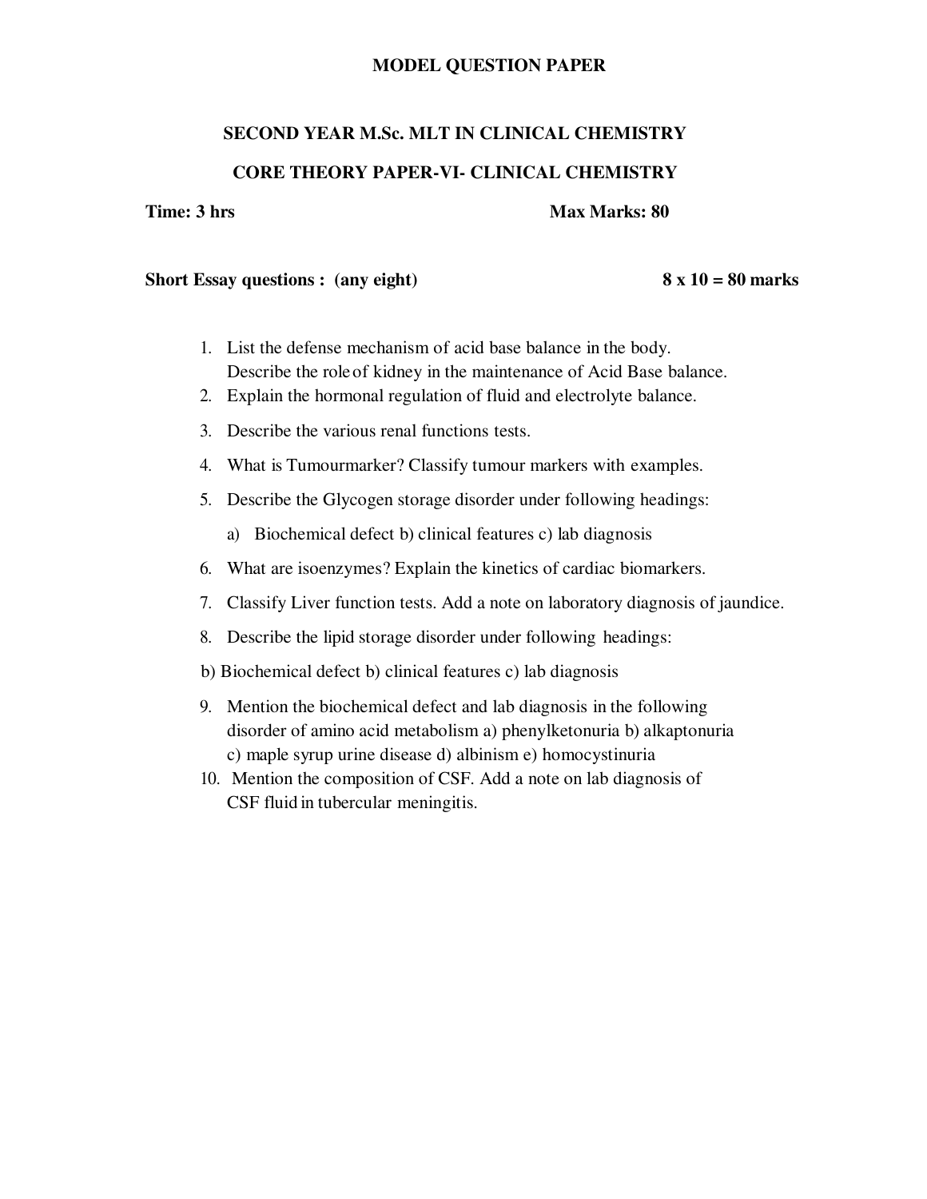# MODEL QUESTION PAPER

## SECOND YEAR M.Sc. MLT IN CLINICAL CHEMISTRY

## CORE THEORY PAPER-VI- CLINICAL CHEMISTRY

**Time: 3 hrs** **Max Marks: 80**

**Short Essay questions : (any eight)** **8 x 10 = 80 marks**

1. List the defense mechanism of acid base balance in the body. Describe the role of kidney in the maintenance of Acid Base balance.
2. Explain the hormonal regulation of fluid and electrolyte balance.
3. Describe the various renal functions tests.
4. What is Tumourmarker? Classify tumour markers with examples.
5. Describe the Glycogen storage disorder under following headings:
   a) Biochemical defect b) clinical features c) lab diagnosis
6. What are isoenzymes? Explain the kinetics of cardiac biomarkers.
7. Classify Liver function tests. Add a note on laboratory diagnosis of jaundice.
8. Describe the lipid storage disorder under following headings:

b) Biochemical defect b) clinical features c) lab diagnosis

9. Mention the biochemical defect and lab diagnosis in the following disorder of amino acid metabolism a) phenylketonuria b) alkaptonuria c) maple syrup urine disease d) albinism e) homocystinuria
10. Mention the composition of CSF. Add a note on lab diagnosis of CSF fluid in tubercular meningitis.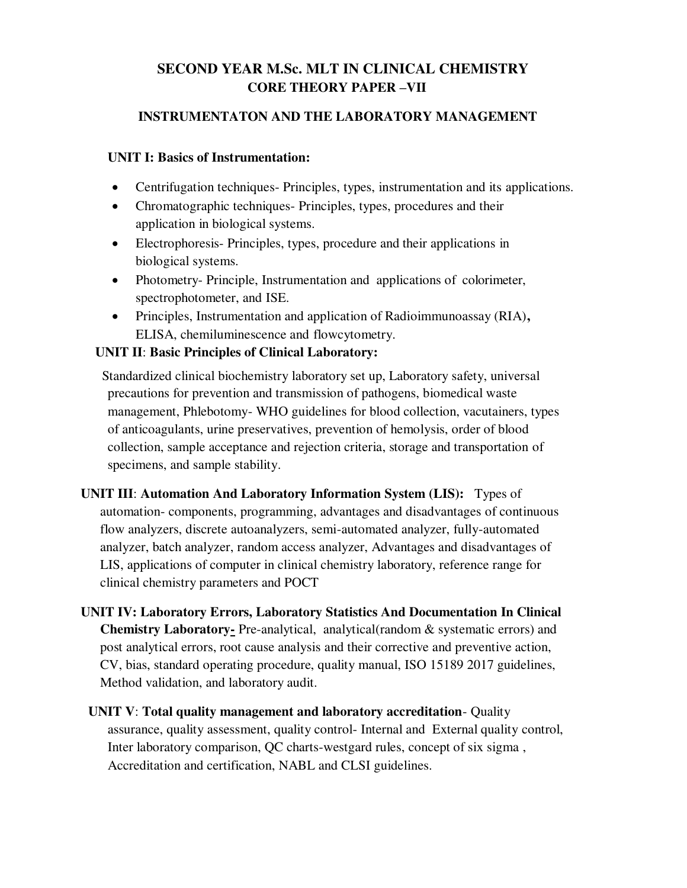# SECOND YEAR M.Sc. MLT IN CLINICAL CHEMISTRY
## CORE THEORY PAPER –VII

## INSTRUMENTATON AND THE LABORATORY MANAGEMENT

**UNIT I: Basics of Instrumentation:**

- Centrifugation techniques- Principles, types, instrumentation and its applications.
- Chromatographic techniques- Principles, types, procedures and their application in biological systems.
- Electrophoresis- Principles, types, procedure and their applications in biological systems.
- Photometry- Principle, Instrumentation and applications of colorimeter, spectrophotometer, and ISE.
- Principles, Instrumentation and application of Radioimmunoassay (RIA)**,** ELISA, chemiluminescence and flowcytometry.

**UNIT II**: **Basic Principles of Clinical Laboratory:**

Standardized clinical biochemistry laboratory set up, Laboratory safety, universal precautions for prevention and transmission of pathogens, biomedical waste management, Phlebotomy- WHO guidelines for blood collection, vacutainers, types of anticoagulants, urine preservatives, prevention of hemolysis, order of blood collection, sample acceptance and rejection criteria, storage and transportation of specimens, and sample stability.

**UNIT III**: **Automation And Laboratory Information System (LIS):** Types of automation- components, programming, advantages and disadvantages of continuous flow analyzers, discrete autoanalyzers, semi-automated analyzer, fully-automated analyzer, batch analyzer, random access analyzer, Advantages and disadvantages of LIS, applications of computer in clinical chemistry laboratory, reference range for clinical chemistry parameters and POCT

**UNIT IV: Laboratory Errors, Laboratory Statistics And Documentation In Clinical Chemistry Laboratory-** Pre-analytical, analytical(random & systematic errors) and post analytical errors, root cause analysis and their corrective and preventive action, CV, bias, standard operating procedure, quality manual, ISO 15189 2017 guidelines, Method validation, and laboratory audit.

**UNIT V**: **Total quality management and laboratory accreditation**- Quality assurance, quality assessment, quality control- Internal and External quality control, Inter laboratory comparison, QC charts-westgard rules, concept of six sigma , Accreditation and certification, NABL and CLSI guidelines.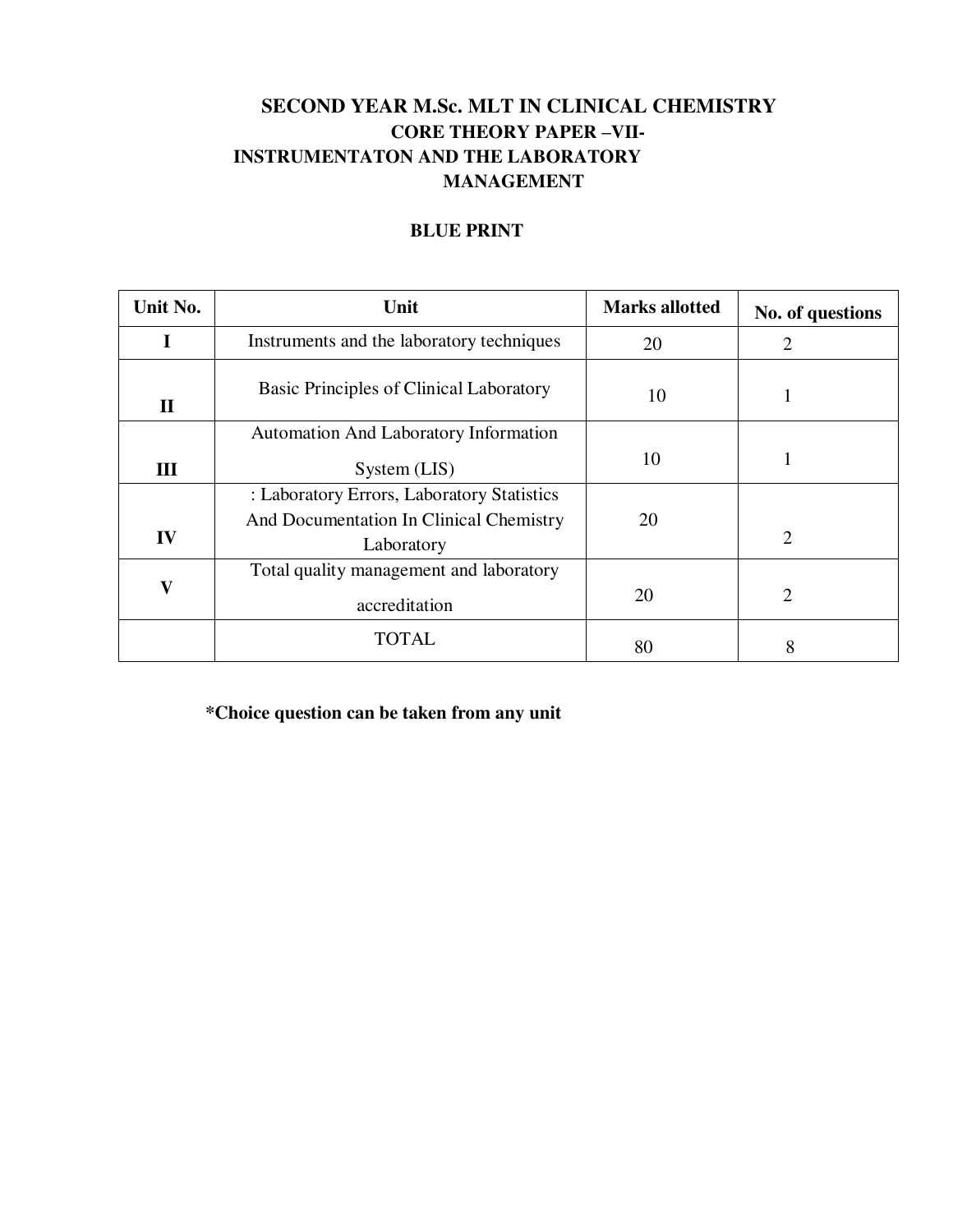# SECOND YEAR M.Sc. MLT IN CLINICAL CHEMISTRY

## CORE THEORY PAPER –VII-

## INSTRUMENTATON AND THE LABORATORY MANAGEMENT

### BLUE PRINT

| Unit No. | Unit | Marks allotted | No. of questions |
|---|---|---|---|
| I | Instruments and the laboratory techniques | 20 | 2 |
| II | Basic Principles of Clinical Laboratory | 10 | 1 |
| III | Automation And Laboratory Information System (LIS) | 10 | 1 |
| IV | : Laboratory Errors, Laboratory Statistics And Documentation In Clinical Chemistry Laboratory | 20 | 2 |
| V | Total quality management and laboratory accreditation | 20 | 2 |
| | TOTAL | 80 | 8 |

**\*Choice question can be taken from any unit**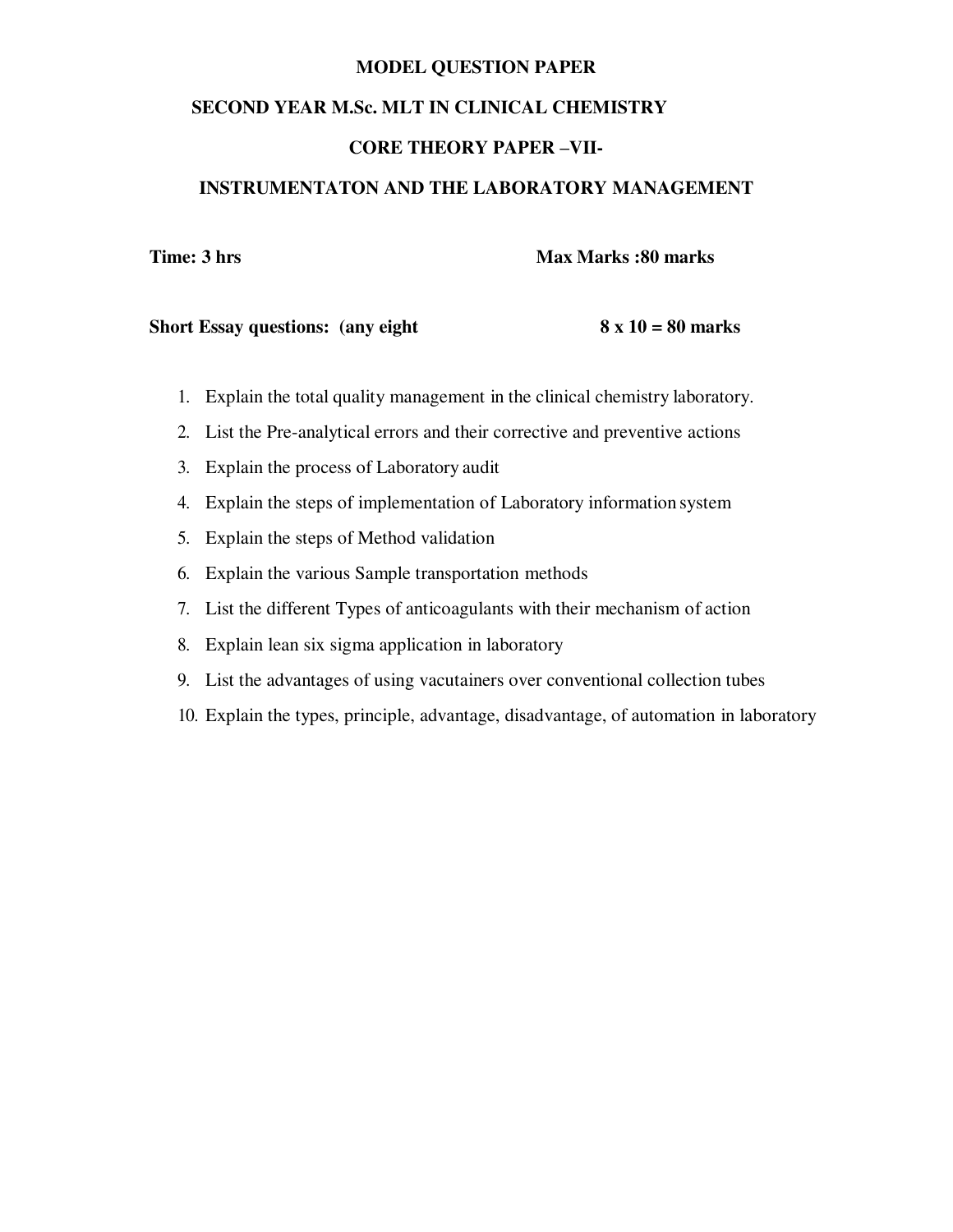# MODEL QUESTION PAPER

## SECOND YEAR M.Sc. MLT IN CLINICAL CHEMISTRY

## CORE THEORY PAPER –VII-

## INSTRUMENTATON AND THE LABORATORY MANAGEMENT

**Time: 3 hrs** **Max Marks :80 marks**

**Short Essay questions: (any eight** **8 x 10 = 80 marks**

1. Explain the total quality management in the clinical chemistry laboratory.
2. List the Pre-analytical errors and their corrective and preventive actions
3. Explain the process of Laboratory audit
4. Explain the steps of implementation of Laboratory information system
5. Explain the steps of Method validation
6. Explain the various Sample transportation methods
7. List the different Types of anticoagulants with their mechanism of action
8. Explain lean six sigma application in laboratory
9. List the advantages of using vacutainers over conventional collection tubes
10. Explain the types, principle, advantage, disadvantage, of automation in laboratory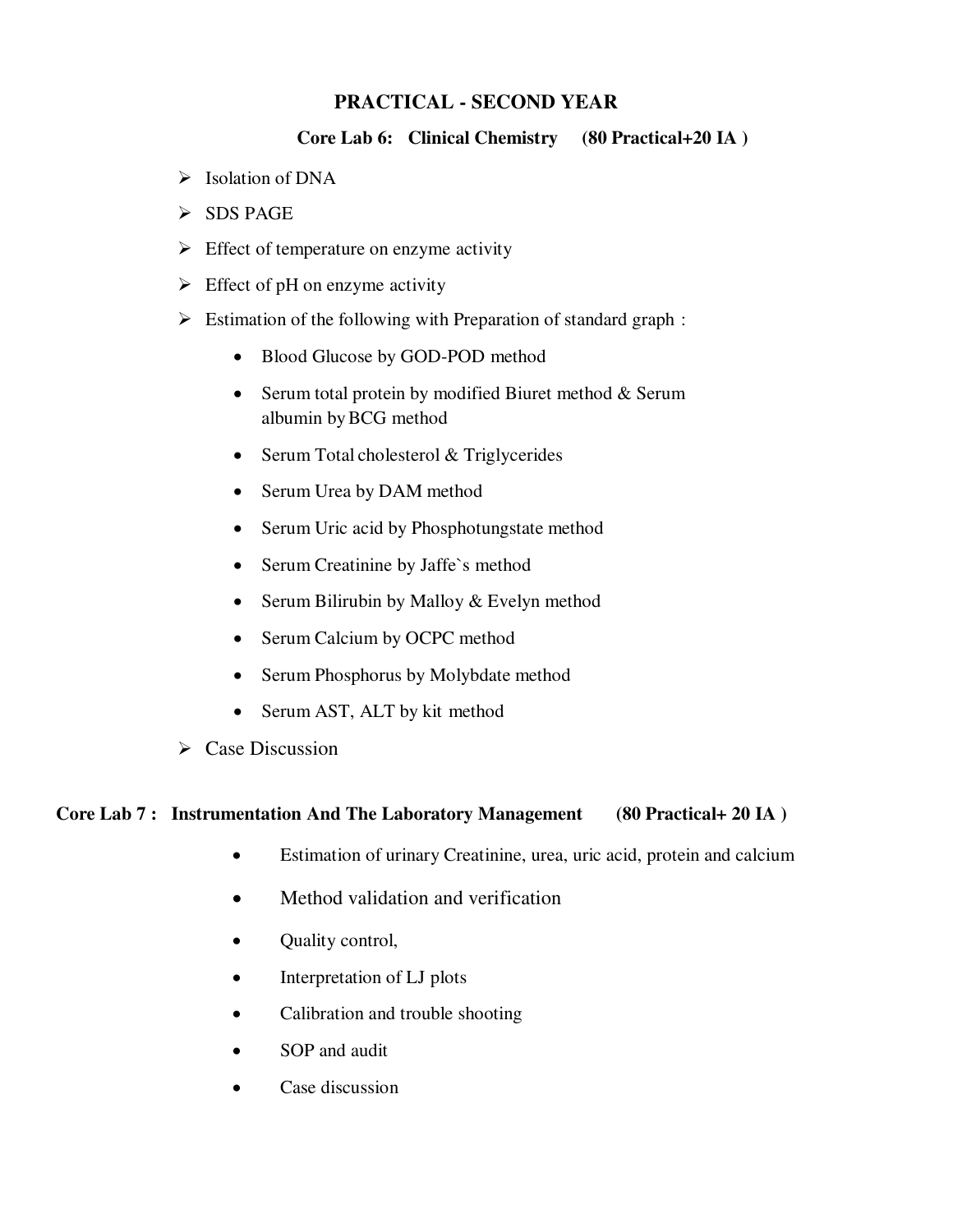## PRACTICAL - SECOND YEAR

### Core Lab 6: Clinical Chemistry (80 Practical+20 IA )

- Isolation of DNA
- SDS PAGE
- Effect of temperature on enzyme activity
- Effect of pH on enzyme activity
- Estimation of the following with Preparation of standard graph :
  - Blood Glucose by GOD-POD method
  - Serum total protein by modified Biuret method & Serum albumin by BCG method
  - Serum Total cholesterol & Triglycerides
  - Serum Urea by DAM method
  - Serum Uric acid by Phosphotungstate method
  - Serum Creatinine by Jaffe`s method
  - Serum Bilirubin by Malloy & Evelyn method
  - Serum Calcium by OCPC method
  - Serum Phosphorus by Molybdate method
  - Serum AST, ALT by kit method
- Case Discussion

### Core Lab 7 : Instrumentation And The Laboratory Management (80 Practical+ 20 IA )

- Estimation of urinary Creatinine, urea, uric acid, protein and calcium
- Method validation and verification
- Quality control,
- Interpretation of LJ plots
- Calibration and trouble shooting
- SOP and audit
- Case discussion